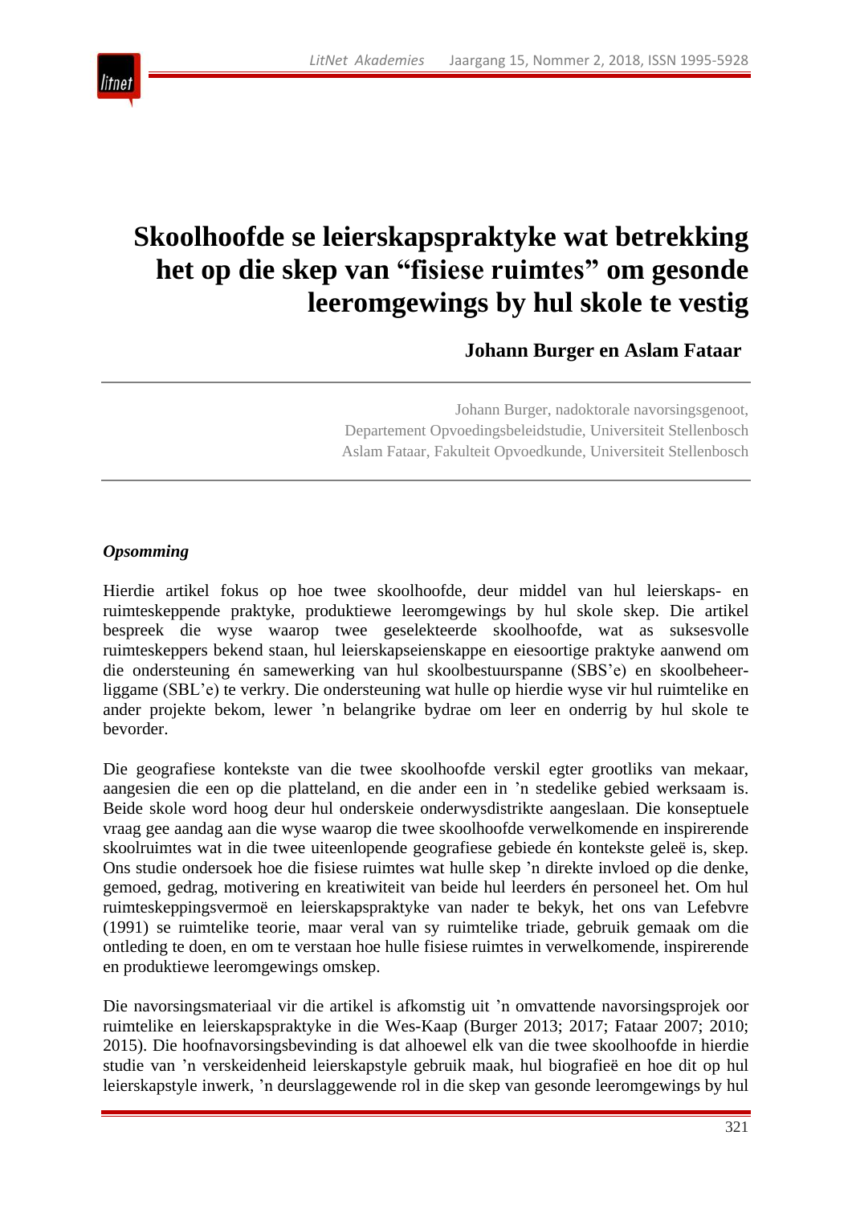# Skoolhoofde se leierskapspraktyke wat betrekking het op die skep van "fisiese ruimtes" om gesonde leeromgewings by hul skole te vestig

**Johann Burger en Aslam Fataar**

Johann Burger, nadoktorale navorsingsgenoot,
Departement Opvoedingsbeleidstudie, Universiteit Stellenbosch
Aslam Fataar, Fakulteit Opvoedkunde, Universiteit Stellenbosch

***Opsomming***

Hierdie artikel fokus op hoe twee skoolhoofde, deur middel van hul leierskaps- en ruimteskeppende praktyke, produktiewe leeromgewings by hul skole skep. Die artikel bespreek die wyse waarop twee geselekteerde skoolhoofde, wat as suksesvolle ruimteskeppers bekend staan, hul leierskapseienskappe en eiesoortige praktyke aanwend om die ondersteuning én samewerking van hul skoolbestuurspanne (SBS'e) en skoolbeheerliggame (SBL'e) te verkry. Die ondersteuning wat hulle op hierdie wyse vir hul ruimtelike en ander projekte bekom, lewer 'n belangrike bydrae om leer en onderrig by hul skole te bevorder.

Die geografiese kontekste van die twee skoolhoofde verskil egter grootliks van mekaar, aangesien die een op die platteland, en die ander een in 'n stedelike gebied werksaam is. Beide skole word hoog deur hul onderskeie onderwysdistrikte aangeslaan. Die konseptuele vraag gee aandag aan die wyse waarop die twee skoolhoofde verwelkomende en inspirerende skoolruimtes wat in die twee uiteenlopende geografiese gebiede én kontekste geleë is, skep. Ons studie ondersoek hoe die fisiese ruimtes wat hulle skep 'n direkte invloed op die denke, gemoed, gedrag, motivering en kreatiwiteit van beide hul leerders én personeel het. Om hul ruimteskeppingsvermoë en leierskapspraktyke van nader te bekyk, het ons van Lefebvre (1991) se ruimtelike teorie, maar veral van sy ruimtelike triade, gebruik gemaak om die ontleding te doen, en om te verstaan hoe hulle fisiese ruimtes in verwelkomende, inspirerende en produktiewe leeromgewings omskep.

Die navorsingsmateriaal vir die artikel is afkomstig uit 'n omvattende navorsingsprojek oor ruimtelike en leierskapspraktyke in die Wes-Kaap (Burger 2013; 2017; Fataar 2007; 2010; 2015). Die hoofnavorsingsbevinding is dat alhoewel elk van die twee skoolhoofde in hierdie studie van 'n verskeidenheid leierskapstyle gebruik maak, hul biografieë en hoe dit op hul leierskapstyle inwerk, 'n deurslaggewende rol in die skep van gesonde leeromgewings by hul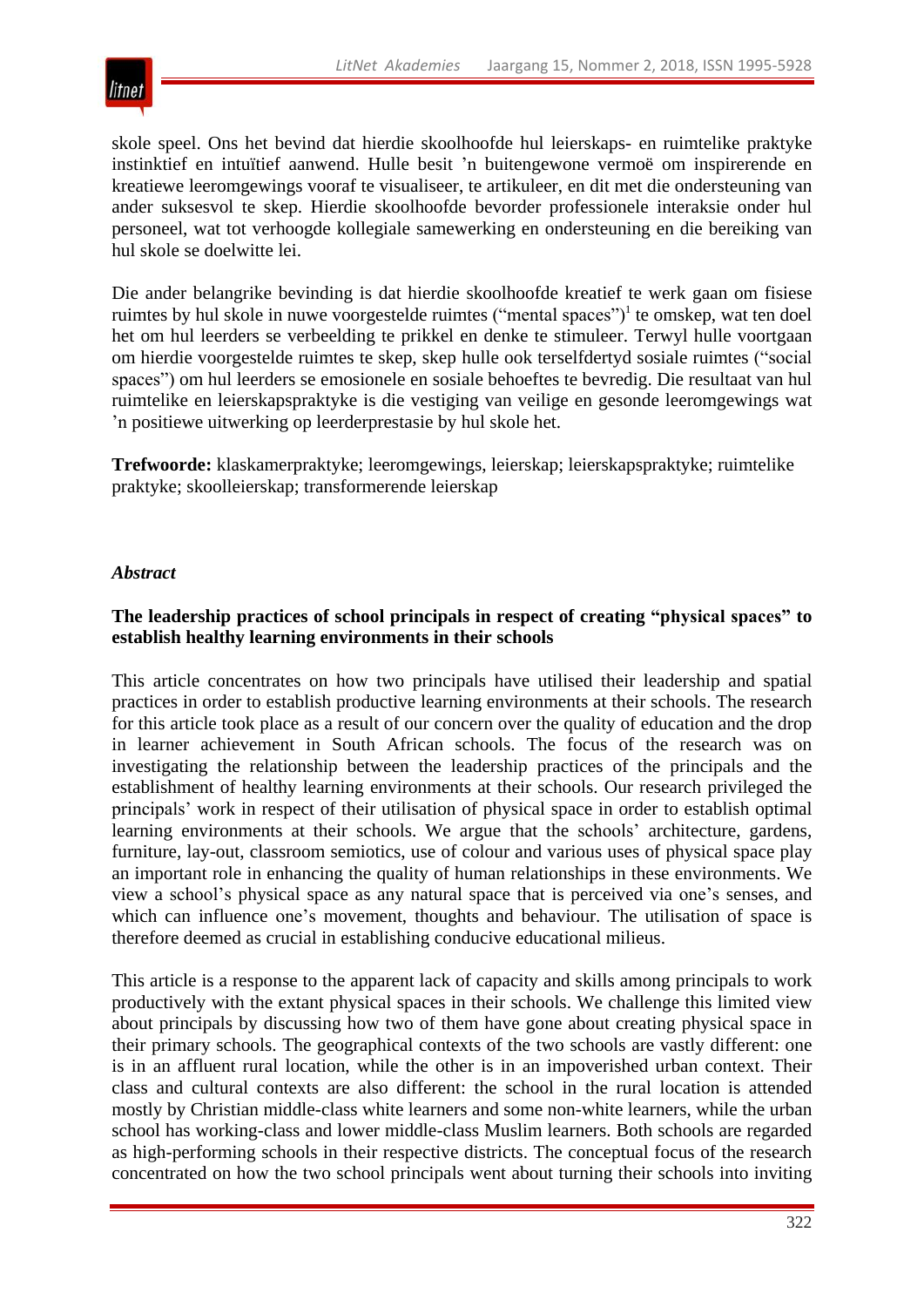skole speel. Ons het bevind dat hierdie skoolhoofde hul leierskaps- en ruimtelike praktyke instinktief en intuïtief aanwend. Hulle besit 'n buitengewone vermoë om inspirerende en kreatiewe leeromgewings vooraf te visualiseer, te artikuleer, en dit met die ondersteuning van ander suksesvol te skep. Hierdie skoolhoofde bevorder professionele interaksie onder hul personeel, wat tot verhoogde kollegiale samewerking en ondersteuning en die bereiking van hul skole se doelwitte lei.

Die ander belangrike bevinding is dat hierdie skoolhoofde kreatief te werk gaan om fisiese ruimtes by hul skole in nuwe voorgestelde ruimtes ("mental spaces")[1] te omskep, wat ten doel het om hul leerders se verbeelding te prikkel en denke te stimuleer. Terwyl hulle voortgaan om hierdie voorgestelde ruimtes te skep, skep hulle ook terselfdertyd sosiale ruimtes ("social spaces") om hul leerders se emosionele en sosiale behoeftes te bevredig. Die resultaat van hul ruimtelike en leierskapspraktyke is die vestiging van veilige en gesonde leeromgewings wat 'n positiewe uitwerking op leerderprestasie by hul skole het.

**Trefwoorde:** klaskamerpraktyke; leeromgewings, leierskap; leierskapspraktyke; ruimtelike praktyke; skoolleierskap; transformerende leierskap

## *Abstract*

### The leadership practices of school principals in respect of creating "physical spaces" to establish healthy learning environments in their schools

This article concentrates on how two principals have utilised their leadership and spatial practices in order to establish productive learning environments at their schools. The research for this article took place as a result of our concern over the quality of education and the drop in learner achievement in South African schools. The focus of the research was on investigating the relationship between the leadership practices of the principals and the establishment of healthy learning environments at their schools. Our research privileged the principals' work in respect of their utilisation of physical space in order to establish optimal learning environments at their schools. We argue that the schools' architecture, gardens, furniture, lay-out, classroom semiotics, use of colour and various uses of physical space play an important role in enhancing the quality of human relationships in these environments. We view a school's physical space as any natural space that is perceived via one's senses, and which can influence one's movement, thoughts and behaviour. The utilisation of space is therefore deemed as crucial in establishing conducive educational milieus.

This article is a response to the apparent lack of capacity and skills among principals to work productively with the extant physical spaces in their schools. We challenge this limited view about principals by discussing how two of them have gone about creating physical space in their primary schools. The geographical contexts of the two schools are vastly different: one is in an affluent rural location, while the other is in an impoverished urban context. Their class and cultural contexts are also different: the school in the rural location is attended mostly by Christian middle-class white learners and some non-white learners, while the urban school has working-class and lower middle-class Muslim learners. Both schools are regarded as high-performing schools in their respective districts. The conceptual focus of the research concentrated on how the two school principals went about turning their schools into inviting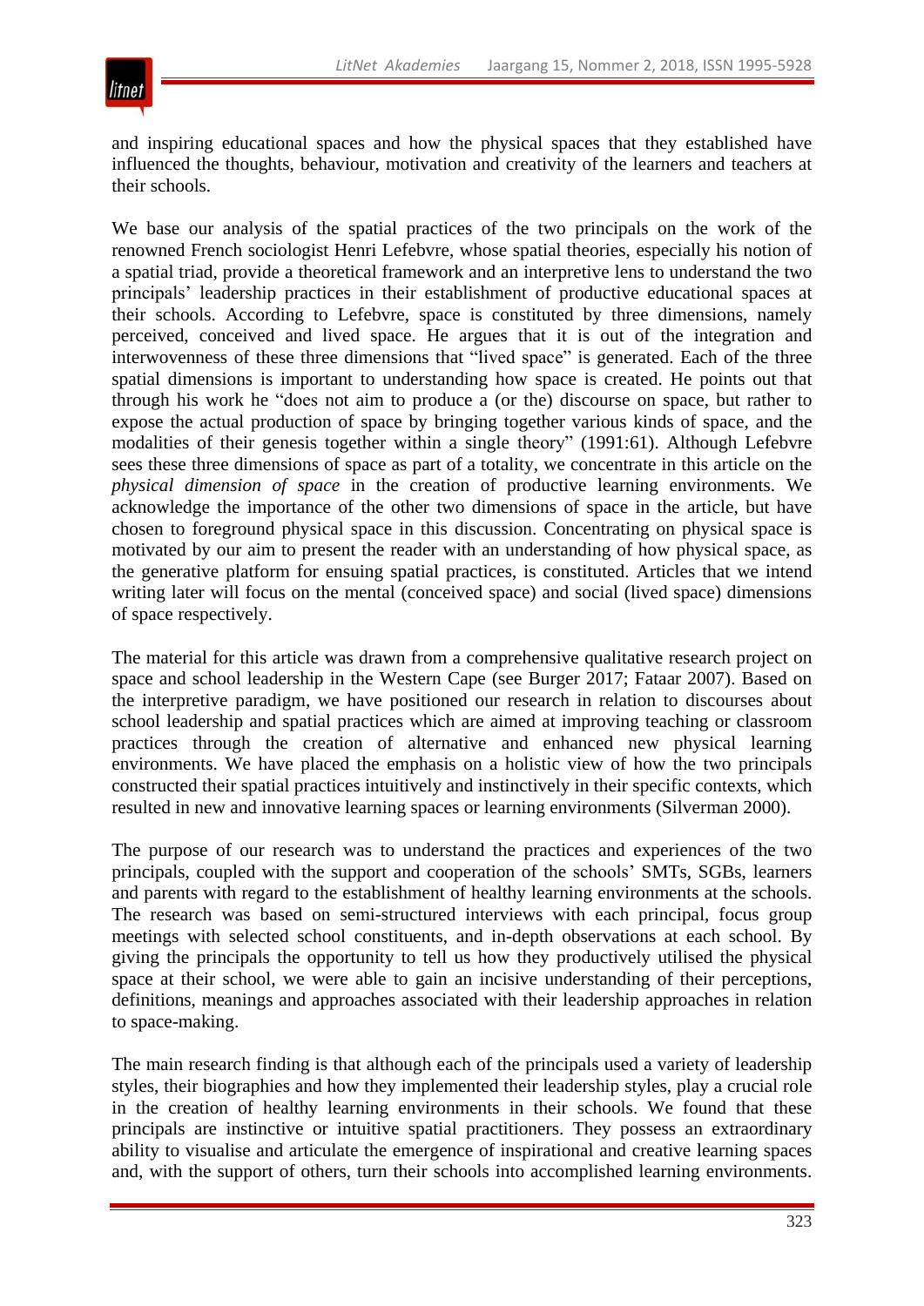and inspiring educational spaces and how the physical spaces that they established have influenced the thoughts, behaviour, motivation and creativity of the learners and teachers at their schools.

We base our analysis of the spatial practices of the two principals on the work of the renowned French sociologist Henri Lefebvre, whose spatial theories, especially his notion of a spatial triad, provide a theoretical framework and an interpretive lens to understand the two principals' leadership practices in their establishment of productive educational spaces at their schools. According to Lefebvre, space is constituted by three dimensions, namely perceived, conceived and lived space. He argues that it is out of the integration and interwovenness of these three dimensions that "lived space" is generated. Each of the three spatial dimensions is important to understanding how space is created. He points out that through his work he "does not aim to produce a (or the) discourse on space, but rather to expose the actual production of space by bringing together various kinds of space, and the modalities of their genesis together within a single theory" (1991:61). Although Lefebvre sees these three dimensions of space as part of a totality, we concentrate in this article on the *physical dimension of space* in the creation of productive learning environments. We acknowledge the importance of the other two dimensions of space in the article, but have chosen to foreground physical space in this discussion. Concentrating on physical space is motivated by our aim to present the reader with an understanding of how physical space, as the generative platform for ensuing spatial practices, is constituted. Articles that we intend writing later will focus on the mental (conceived space) and social (lived space) dimensions of space respectively.

The material for this article was drawn from a comprehensive qualitative research project on space and school leadership in the Western Cape (see Burger 2017; Fataar 2007). Based on the interpretive paradigm, we have positioned our research in relation to discourses about school leadership and spatial practices which are aimed at improving teaching or classroom practices through the creation of alternative and enhanced new physical learning environments. We have placed the emphasis on a holistic view of how the two principals constructed their spatial practices intuitively and instinctively in their specific contexts, which resulted in new and innovative learning spaces or learning environments (Silverman 2000).

The purpose of our research was to understand the practices and experiences of the two principals, coupled with the support and cooperation of the schools' SMTs, SGBs, learners and parents with regard to the establishment of healthy learning environments at the schools. The research was based on semi-structured interviews with each principal, focus group meetings with selected school constituents, and in-depth observations at each school. By giving the principals the opportunity to tell us how they productively utilised the physical space at their school, we were able to gain an incisive understanding of their perceptions, definitions, meanings and approaches associated with their leadership approaches in relation to space-making.

The main research finding is that although each of the principals used a variety of leadership styles, their biographies and how they implemented their leadership styles, play a crucial role in the creation of healthy learning environments in their schools. We found that these principals are instinctive or intuitive spatial practitioners. They possess an extraordinary ability to visualise and articulate the emergence of inspirational and creative learning spaces and, with the support of others, turn their schools into accomplished learning environments.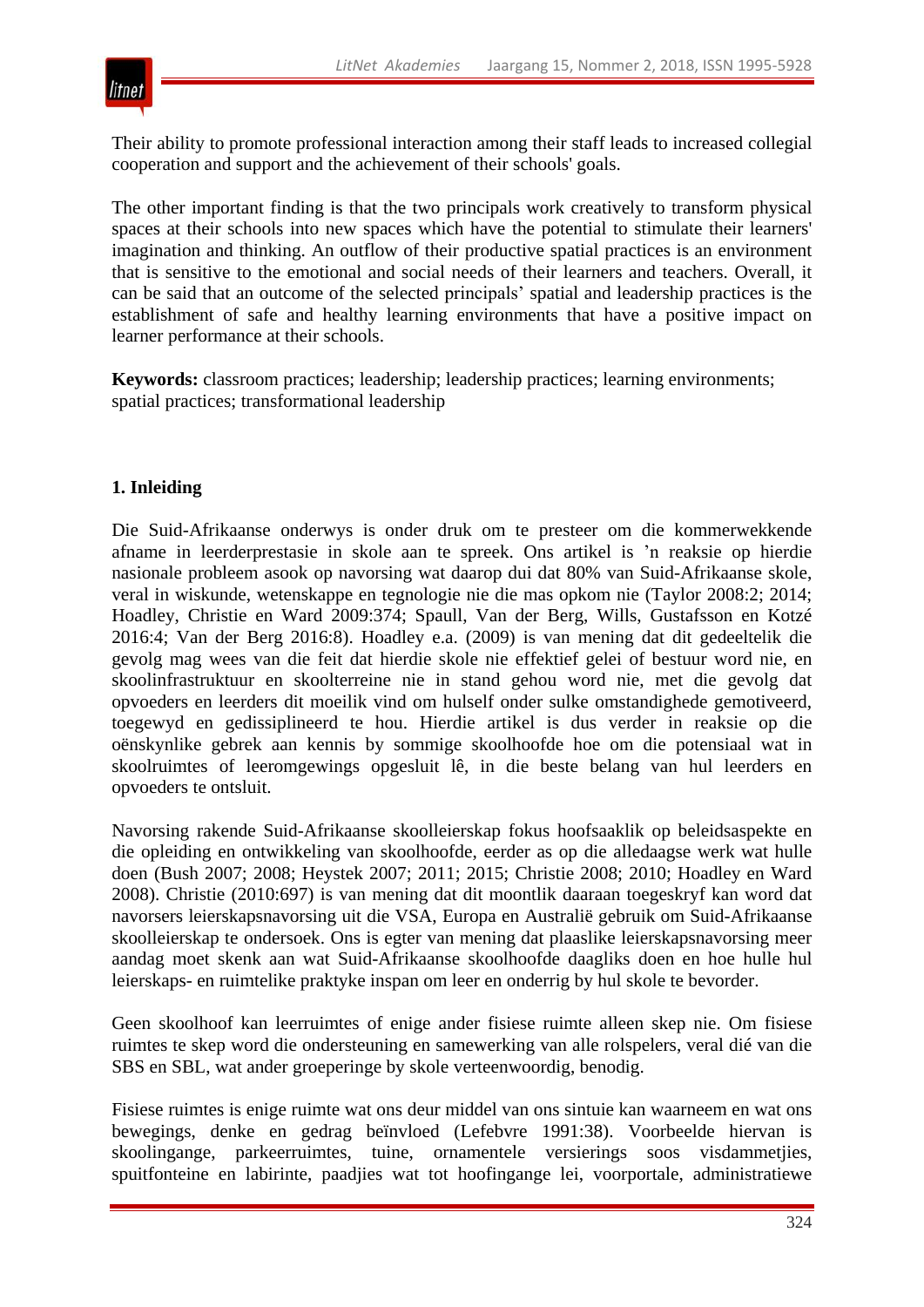Their ability to promote professional interaction among their staff leads to increased collegial cooperation and support and the achievement of their schools' goals.

The other important finding is that the two principals work creatively to transform physical spaces at their schools into new spaces which have the potential to stimulate their learners' imagination and thinking. An outflow of their productive spatial practices is an environment that is sensitive to the emotional and social needs of their learners and teachers. Overall, it can be said that an outcome of the selected principals' spatial and leadership practices is the establishment of safe and healthy learning environments that have a positive impact on learner performance at their schools.

**Keywords:** classroom practices; leadership; leadership practices; learning environments; spatial practices; transformational leadership

## 1. Inleiding

Die Suid-Afrikaanse onderwys is onder druk om te presteer om die kommerwekkende afname in leerderprestasie in skole aan te spreek. Ons artikel is 'n reaksie op hierdie nasionale probleem asook op navorsing wat daarop dui dat 80% van Suid-Afrikaanse skole, veral in wiskunde, wetenskappe en tegnologie nie die mas opkom nie (Taylor 2008:2; 2014; Hoadley, Christie en Ward 2009:374; Spaull, Van der Berg, Wills, Gustafsson en Kotzé 2016:4; Van der Berg 2016:8). Hoadley e.a. (2009) is van mening dat dit gedeeltelik die gevolg mag wees van die feit dat hierdie skole nie effektief gelei of bestuur word nie, en skoolinfrastruktuur en skoolterreine nie in stand gehou word nie, met die gevolg dat opvoeders en leerders dit moeilik vind om hulself onder sulke omstandighede gemotiveerd, toegewyd en gedissiplineerd te hou. Hierdie artikel is dus verder in reaksie op die oënskynlike gebrek aan kennis by sommige skoolhoofde hoe om die potensiaal wat in skoolruimtes of leeromgewings opgesluit lê, in die beste belang van hul leerders en opvoeders te ontsluit.

Navorsing rakende Suid-Afrikaanse skoolleierskap fokus hoofsaaklik op beleidsaspekte en die opleiding en ontwikkeling van skoolhoofde, eerder as op die alledaagse werk wat hulle doen (Bush 2007; 2008; Heystek 2007; 2011; 2015; Christie 2008; 2010; Hoadley en Ward 2008). Christie (2010:697) is van mening dat dit moontlik daaraan toegeskryf kan word dat navorsers leierskapsnavorsing uit die VSA, Europa en Australië gebruik om Suid-Afrikaanse skoolleierskap te ondersoek. Ons is egter van mening dat plaaslike leierskapsnavorsing meer aandag moet skenk aan wat Suid-Afrikaanse skoolhoofde daagliks doen en hoe hulle hul leierskaps- en ruimtelike praktyke inspan om leer en onderrig by hul skole te bevorder.

Geen skoolhoof kan leerruimtes of enige ander fisiese ruimte alleen skep nie. Om fisiese ruimtes te skep word die ondersteuning en samewerking van alle rolspelers, veral dié van die SBS en SBL, wat ander groeperinge by skole verteenwoordig, benodig.

Fisiese ruimtes is enige ruimte wat ons deur middel van ons sintuie kan waarneem en wat ons bewegings, denke en gedrag beïnvloed (Lefebvre 1991:38). Voorbeelde hiervan is skoolingange, parkeerruimtes, tuine, ornamentele versierings soos visdammetjies, spuitfonteine en labirinte, paadjies wat tot hoofingange lei, voorportale, administratiewe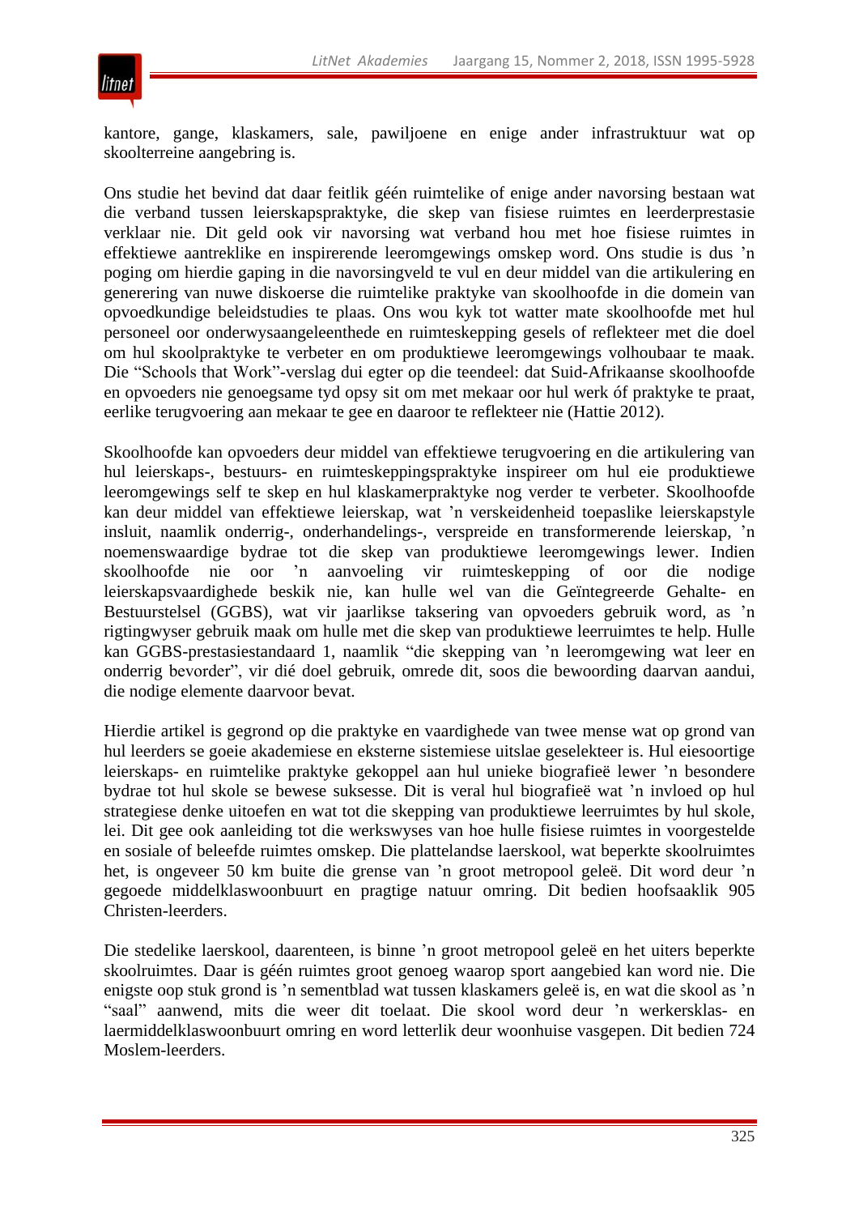kantore, gange, klaskamers, sale, pawiljoene en enige ander infrastruktuur wat op skoolterreine aangebring is.

Ons studie het bevind dat daar feitlik géén ruimtelike of enige ander navorsing bestaan wat die verband tussen leierskapspraktyke, die skep van fisiese ruimtes en leerderprestasie verklaar nie. Dit geld ook vir navorsing wat verband hou met hoe fisiese ruimtes in effektiewe aantreklike en inspirerende leeromgewings omskep word. Ons studie is dus ’n poging om hierdie gaping in die navorsingveld te vul en deur middel van die artikulering en generering van nuwe diskoerse die ruimtelike praktyke van skoolhoofde in die domein van opvoedkundige beleidstudies te plaas. Ons wou kyk tot watter mate skoolhoofde met hul personeel oor onderwysaangeleenthede en ruimteskepping gesels of reflekteer met die doel om hul skoolpraktyke te verbeter en om produktiewe leeromgewings volhoubaar te maak. Die “Schools that Work”-verslag dui egter op die teendeel: dat Suid-Afrikaanse skoolhoofde en opvoeders nie genoegsame tyd opsy sit om met mekaar oor hul werk óf praktyke te praat, eerlike terugvoering aan mekaar te gee en daaroor te reflekteer nie (Hattie 2012).

Skoolhoofde kan opvoeders deur middel van effektiewe terugvoering en die artikulering van hul leierskaps-, bestuurs- en ruimteskeppingspraktyke inspireer om hul eie produktiewe leeromgewings self te skep en hul klaskamerpraktyke nog verder te verbeter. Skoolhoofde kan deur middel van effektiewe leierskap, wat ’n verskeidenheid toepaslike leierskapstyle insluit, naamlik onderrig-, onderhandelings-, verspreide en transformerende leierskap, ’n noemenswaardige bydrae tot die skep van produktiewe leeromgewings lewer. Indien skoolhoofde nie oor ’n aanvoeling vir ruimteskepping of oor die nodige leierskapsvaardighede beskik nie, kan hulle wel van die Geïntegreerde Gehalte- en Bestuurstelsel (GGBS), wat vir jaarlikse taksering van opvoeders gebruik word, as ’n rigtingwyser gebruik maak om hulle met die skep van produktiewe leerruimtes te help. Hulle kan GGBS-prestasiestandaard 1, naamlik “die skepping van ’n leeromgewing wat leer en onderrig bevorder”, vir dié doel gebruik, omrede dit, soos die bewoording daarvan aandui, die nodige elemente daarvoor bevat.

Hierdie artikel is gegrond op die praktyke en vaardighede van twee mense wat op grond van hul leerders se goeie akademiese en eksterne sistemiese uitslae geselekteer is. Hul eiesoortige leierskaps- en ruimtelike praktyke gekoppel aan hul unieke biografieë lewer ’n besondere bydrae tot hul skole se bewese suksesse. Dit is veral hul biografieë wat ’n invloed op hul strategiese denke uitoefen en wat tot die skepping van produktiewe leerruimtes by hul skole, lei. Dit gee ook aanleiding tot die werkswyses van hoe hulle fisiese ruimtes in voorgestelde en sosiale of beleefde ruimtes omskep. Die plattelandse laerskool, wat beperkte skoolruimtes het, is ongeveer 50 km buite die grense van ’n groot metropool geleë. Dit word deur ’n gegoede middelklaswoonbuurt en pragtige natuur omring. Dit bedien hoofsaaklik 905 Christen-leerders.

Die stedelike laerskool, daarenteen, is binne ’n groot metropool geleë en het uiters beperkte skoolruimtes. Daar is géén ruimtes groot genoeg waarop sport aangebied kan word nie. Die enigste oop stuk grond is ’n sementblad wat tussen klaskamers geleë is, en wat die skool as ’n “saal” aanwend, mits die weer dit toelaat. Die skool word deur ’n werkersklas- en laermiddelklaswoonbuurt omring en word letterlik deur woonhuise vasgepen. Dit bedien 724 Moslem-leerders.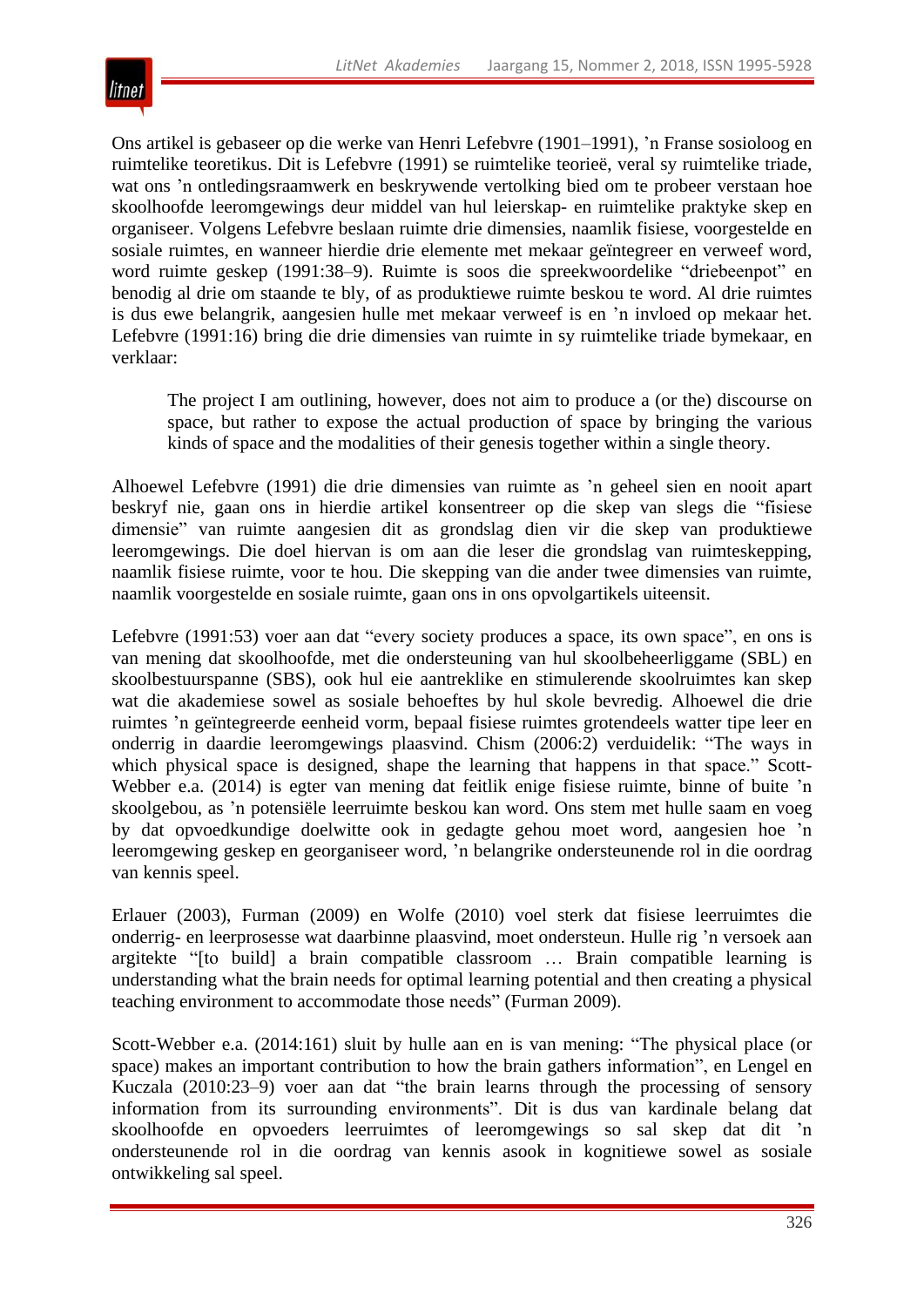Ons artikel is gebaseer op die werke van Henri Lefebvre (1901–1991), ’n Franse sosioloog en ruimtelike teoretikus. Dit is Lefebvre (1991) se ruimtelike teorieë, veral sy ruimtelike triade, wat ons ’n ontledingsraamwerk en beskrywende vertolking bied om te probeer verstaan hoe skoolhoofde leeromgewings deur middel van hul leierskap- en ruimtelike praktyke skep en organiseer. Volgens Lefebvre beslaan ruimte drie dimensies, naamlik fisiese, voorgestelde en sosiale ruimtes, en wanneer hierdie drie elemente met mekaar geïntegreer en verweef word, word ruimte geskep (1991:38–9). Ruimte is soos die spreekwoordelike “driebeenpot” en benodig al drie om staande te bly, of as produktiewe ruimte beskou te word. Al drie ruimtes is dus ewe belangrik, aangesien hulle met mekaar verweef is en ’n invloed op mekaar het. Lefebvre (1991:16) bring die drie dimensies van ruimte in sy ruimtelike triade bymekaar, en verklaar:

> The project I am outlining, however, does not aim to produce a (or the) discourse on space, but rather to expose the actual production of space by bringing the various kinds of space and the modalities of their genesis together within a single theory.

Alhoewel Lefebvre (1991) die drie dimensies van ruimte as ’n geheel sien en nooit apart beskryf nie, gaan ons in hierdie artikel konsentreer op die skep van slegs die “fisiese dimensie” van ruimte aangesien dit as grondslag dien vir die skep van produktiewe leeromgewings. Die doel hiervan is om aan die leser die grondslag van ruimteskepping, naamlik fisiese ruimte, voor te hou. Die skepping van die ander twee dimensies van ruimte, naamlik voorgestelde en sosiale ruimte, gaan ons in ons opvolgartikels uiteensit.

Lefebvre (1991:53) voer aan dat “every society produces a space, its own space”, en ons is van mening dat skoolhoofde, met die ondersteuning van hul skoolbeheerliggame (SBL) en skoolbestuurspanne (SBS), ook hul eie aantreklike en stimulerende skoolruimtes kan skep wat die akademiese sowel as sosiale behoeftes by hul skole bevredig. Alhoewel die drie ruimtes ’n geïntegreerde eenheid vorm, bepaal fisiese ruimtes grotendeels watter tipe leer en onderrig in daardie leeromgewings plaasvind. Chism (2006:2) verduidelik: “The ways in which physical space is designed, shape the learning that happens in that space.” Scott-Webber e.a. (2014) is egter van mening dat feitlik enige fisiese ruimte, binne of buite ’n skoolgebou, as ’n potensiële leerruimte beskou kan word. Ons stem met hulle saam en voeg by dat opvoedkundige doelwitte ook in gedagte gehou moet word, aangesien hoe ’n leeromgewing geskep en georganiseer word, ’n belangrike ondersteunende rol in die oordrag van kennis speel.

Erlauer (2003), Furman (2009) en Wolfe (2010) voel sterk dat fisiese leerruimtes die onderrig- en leerprosesse wat daarbinne plaasvind, moet ondersteun. Hulle rig ’n versoek aan argitekte “[to build] a brain compatible classroom … Brain compatible learning is understanding what the brain needs for optimal learning potential and then creating a physical teaching environment to accommodate those needs” (Furman 2009).

Scott-Webber e.a. (2014:161) sluit by hulle aan en is van mening: “The physical place (or space) makes an important contribution to how the brain gathers information”, en Lengel en Kuczala (2010:23–9) voer aan dat “the brain learns through the processing of sensory information from its surrounding environments”. Dit is dus van kardinale belang dat skoolhoofde en opvoeders leerruimtes of leeromgewings so sal skep dat dit ’n ondersteunende rol in die oordrag van kennis asook in kognitiewe sowel as sosiale ontwikkeling sal speel.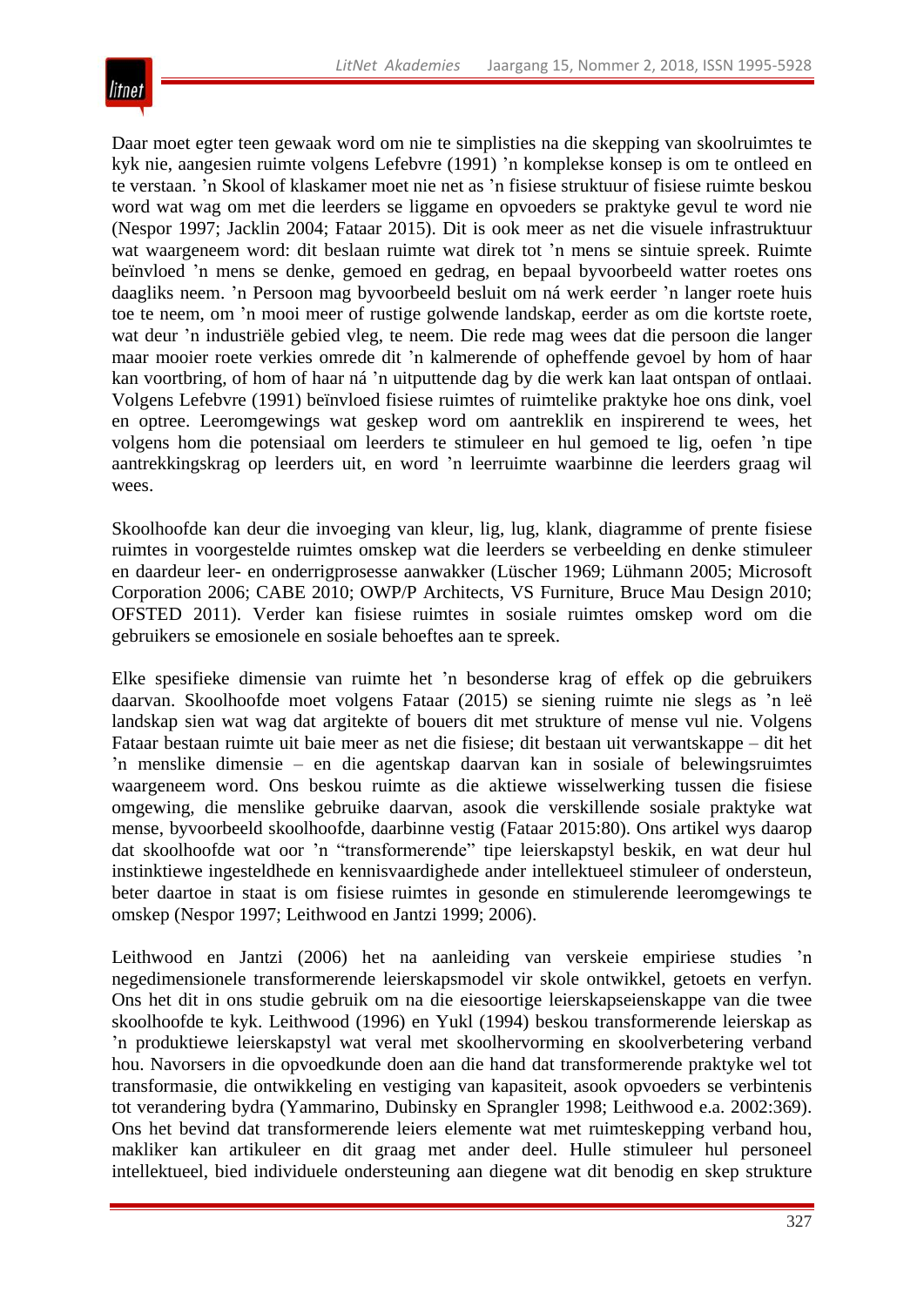Daar moet egter teen gewaak word om nie te simplisties na die skepping van skoolruimtes te kyk nie, aangesien ruimte volgens Lefebvre (1991) ’n komplekse konsep is om te ontleed en te verstaan. ’n Skool of klaskamer moet nie net as ’n fisiese struktuur of fisiese ruimte beskou word wat wag om met die leerders se liggame en opvoeders se praktyke gevul te word nie (Nespor 1997; Jacklin 2004; Fataar 2015). Dit is ook meer as net die visuele infrastruktuur wat waargeneem word: dit beslaan ruimte wat direk tot ’n mens se sintuie spreek. Ruimte beïnvloed ’n mens se denke, gemoed en gedrag, en bepaal byvoorbeeld watter roetes ons daagliks neem. ’n Persoon mag byvoorbeeld besluit om ná werk eerder ’n langer roete huis toe te neem, om ’n mooi meer of rustige golwende landskap, eerder as om die kortste roete, wat deur ’n industriële gebied vleg, te neem. Die rede mag wees dat die persoon die langer maar mooier roete verkies omrede dit ’n kalmerende of opheffende gevoel by hom of haar kan voortbring, of hom of haar ná ’n uitputtende dag by die werk kan laat ontspan of ontlaai. Volgens Lefebvre (1991) beïnvloed fisiese ruimtes of ruimtelike praktyke hoe ons dink, voel en optree. Leeromgewings wat geskep word om aantreklik en inspirerend te wees, het volgens hom die potensiaal om leerders te stimuleer en hul gemoed te lig, oefen ’n tipe aantrekkingskrag op leerders uit, en word ’n leerruimte waarbinne die leerders graag wil wees.

Skoolhoofde kan deur die invoeging van kleur, lig, lug, klank, diagramme of prente fisiese ruimtes in voorgestelde ruimtes omskep wat die leerders se verbeelding en denke stimuleer en daardeur leer- en onderrigprosesse aanwakker (Lüscher 1969; Lühmann 2005; Microsoft Corporation 2006; CABE 2010; OWP/P Architects, VS Furniture, Bruce Mau Design 2010; OFSTED 2011). Verder kan fisiese ruimtes in sosiale ruimtes omskep word om die gebruikers se emosionele en sosiale behoeftes aan te spreek.

Elke spesifieke dimensie van ruimte het ’n besonderse krag of effek op die gebruikers daarvan. Skoolhoofde moet volgens Fataar (2015) se siening ruimte nie slegs as ’n leë landskap sien wat wag dat argitekte of bouers dit met strukture of mense vul nie. Volgens Fataar bestaan ruimte uit baie meer as net die fisiese; dit bestaan uit verwantskappe – dit het ’n menslike dimensie – en die agentskap daarvan kan in sosiale of belewingsruimtes waargeneem word. Ons beskou ruimte as die aktiewe wisselwerking tussen die fisiese omgewing, die menslike gebruike daarvan, asook die verskillende sosiale praktyke wat mense, byvoorbeeld skoolhoofde, daarbinne vestig (Fataar 2015:80). Ons artikel wys daarop dat skoolhoofde wat oor ’n “transformerende” tipe leierskapstyl beskik, en wat deur hul instinktiewe ingesteldhede en kennisvaardighede ander intellektueel stimuleer of ondersteun, beter daartoe in staat is om fisiese ruimtes in gesonde en stimulerende leeromgewings te omskep (Nespor 1997; Leithwood en Jantzi 1999; 2006).

Leithwood en Jantzi (2006) het na aanleiding van verskeie empiriese studies ’n negedimensionele transformerende leierskapsmodel vir skole ontwikkel, getoets en verfyn. Ons het dit in ons studie gebruik om na die eiesoortige leierskapseienskappe van die twee skoolhoofde te kyk. Leithwood (1996) en Yukl (1994) beskou transformerende leierskap as ’n produktiewe leierskapstyl wat veral met skoolhervorming en skoolverbetering verband hou. Navorsers in die opvoedkunde doen aan die hand dat transformerende praktyke wel tot transformasie, die ontwikkeling en vestiging van kapasiteit, asook opvoeders se verbintenis tot verandering bydra (Yammarino, Dubinsky en Sprangler 1998; Leithwood e.a. 2002:369). Ons het bevind dat transformerende leiers elemente wat met ruimteskepping verband hou, makliker kan artikuleer en dit graag met ander deel. Hulle stimuleer hul personeel intellektueel, bied individuele ondersteuning aan diegene wat dit benodig en skep strukture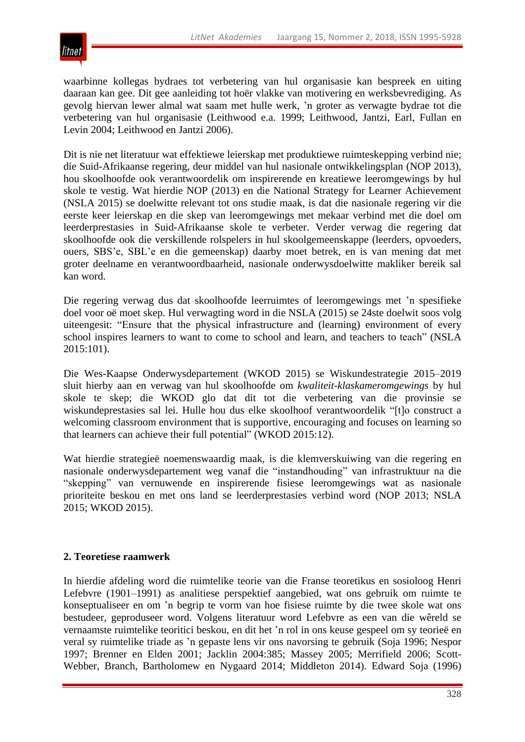waarbinne kollegas bydraes tot verbetering van hul organisasie kan bespreek en uiting daaraan kan gee. Dit gee aanleiding tot hoër vlakke van motivering en werksbevrediging. As gevolg hiervan lewer almal wat saam met hulle werk, 'n groter as verwagte bydrae tot die verbetering van hul organisasie (Leithwood e.a. 1999; Leithwood, Jantzi, Earl, Fullan en Levin 2004; Leithwood en Jantzi 2006).

Dit is nie net literatuur wat effektiewe leierskap met produktiewe ruimteskepping verbind nie; die Suid-Afrikaanse regering, deur middel van hul nasionale ontwikkelingsplan (NOP 2013), hou skoolhoofde ook verantwoordelik om inspirerende en kreatiewe leeromgewings by hul skole te vestig. Wat hierdie NOP (2013) en die National Strategy for Learner Achievement (NSLA 2015) se doelwitte relevant tot ons studie maak, is dat die nasionale regering vir die eerste keer leierskap en die skep van leeromgewings met mekaar verbind met die doel om leerderprestasies in Suid-Afrikaanse skole te verbeter. Verder verwag die regering dat skoolhoofde ook die verskillende rolspelers in hul skoolgemeenskappe (leerders, opvoeders, ouers, SBS'e, SBL'e en die gemeenskap) daarby moet betrek, en is van mening dat met groter deelname en verantwoordbaarheid, nasionale onderwysdoelwitte makliker bereik sal kan word.

Die regering verwag dus dat skoolhoofde leerruimtes of leeromgewings met 'n spesifieke doel voor oë moet skep. Hul verwagting word in die NSLA (2015) se 24ste doelwit soos volg uiteengesit: "Ensure that the physical infrastructure and (learning) environment of every school inspires learners to want to come to school and learn, and teachers to teach" (NSLA 2015:101).

Die Wes-Kaapse Onderwysdepartement (WKOD 2015) se Wiskundestrategie 2015–2019 sluit hierby aan en verwag van hul skoolhoofde om *kwaliteit-klaskameromgewings* by hul skole te skep; die WKOD glo dat dit tot die verbetering van die provinsie se wiskundeprestasies sal lei. Hulle hou dus elke skoolhoof verantwoordelik "[t]o construct a welcoming classroom environment that is supportive, encouraging and focuses on learning so that learners can achieve their full potential" (WKOD 2015:12).

Wat hierdie strategieë noemenswaardig maak, is die klemverskuiwing van die regering en nasionale onderwysdepartement weg vanaf die "instandhouding" van infrastruktuur na die "skepping" van vernuwende en inspirerende fisiese leeromgewings wat as nasionale prioriteite beskou en met ons land se leerderprestasies verbind word (NOP 2013; NSLA 2015; WKOD 2015).

## 2. Teoretiese raamwerk

In hierdie afdeling word die ruimtelike teorie van die Franse teoretikus en sosioloog Henri Lefebvre (1901–1991) as analitiese perspektief aangebied, wat ons gebruik om ruimte te konseptualiseer en om 'n begrip te vorm van hoe fisiese ruimte by die twee skole wat ons bestudeer, geproduseer word. Volgens literatuur word Lefebvre as een van die wêreld se vernaamste ruimtelike teoritici beskou, en dit het 'n rol in ons keuse gespeel om sy teorieë en veral sy ruimtelike triade as 'n gepaste lens vir ons navorsing te gebruik (Soja 1996; Nespor 1997; Brenner en Elden 2001; Jacklin 2004:385; Massey 2005; Merrifield 2006; Scott-Webber, Branch, Bartholomew en Nygaard 2014; Middleton 2014). Edward Soja (1996)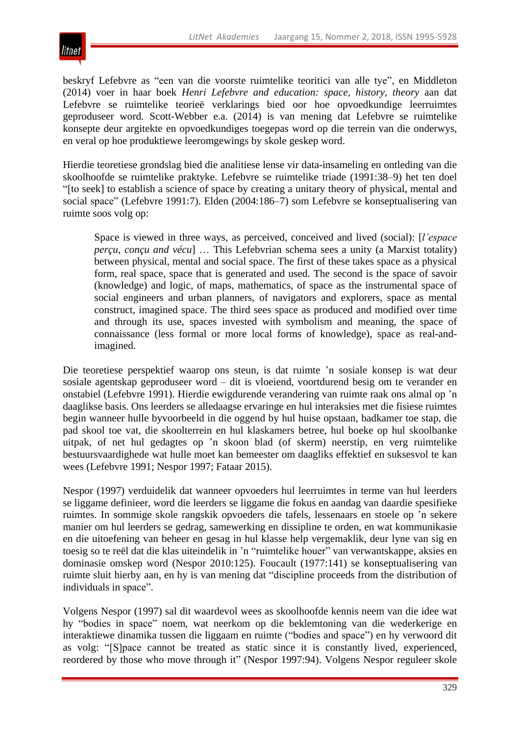beskryf Lefebvre as "een van die voorste ruimtelike teoritici van alle tye", en Middleton (2014) voer in haar boek *Henri Lefebvre and education: space, history, theory* aan dat Lefebvre se ruimtelike teorieë verklarings bied oor hoe opvoedkundige leerruimtes geproduseer word. Scott-Webber e.a. (2014) is van mening dat Lefebvre se ruimtelike konsepte deur argitekte en opvoedkundiges toegepas word op die terrein van die onderwys, en veral op hoe produktiewe leeromgewings by skole geskep word.

Hierdie teoretiese grondslag bied die analitiese lense vir data-insameling en ontleding van die skoolhoofde se ruimtelike praktyke. Lefebvre se ruimtelike triade (1991:38–9) het ten doel "[to seek] to establish a science of space by creating a unitary theory of physical, mental and social space" (Lefebvre 1991:7). Elden (2004:186–7) som Lefebvre se konseptualisering van ruimte soos volg op:

> Space is viewed in three ways, as perceived, conceived and lived (social): [*l'espace perçu, conçu and vécu*] … This Lefebvrian schema sees a unity (a Marxist totality) between physical, mental and social space. The first of these takes space as a physical form, real space, space that is generated and used. The second is the space of savoir (knowledge) and logic, of maps, mathematics, of space as the instrumental space of social engineers and urban planners, of navigators and explorers, space as mental construct, imagined space. The third sees space as produced and modified over time and through its use, spaces invested with symbolism and meaning, the space of connaissance (less formal or more local forms of knowledge), space as real-and-imagined.

Die teoretiese perspektief waarop ons steun, is dat ruimte 'n sosiale konsep is wat deur sosiale agentskap geproduseer word – dit is vloeiend, voortdurend besig om te verander en onstabiel (Lefebvre 1991). Hierdie ewigdurende verandering van ruimte raak ons almal op 'n daaglikse basis. Ons leerders se alledaagse ervaringe en hul interaksies met die fisiese ruimtes begin wanneer hulle byvoorbeeld in die oggend by hul huise opstaan, badkamer toe stap, die pad skool toe vat, die skoolterrein en hul klaskamers betree, hul boeke op hul skoolbanke uitpak, of net hul gedagtes op 'n skoon blad (of skerm) neerstip, en verg ruimtelike bestuursvaardighede wat hulle moet kan bemeester om daagliks effektief en suksesvol te kan wees (Lefebvre 1991; Nespor 1997; Fataar 2015).

Nespor (1997) verduidelik dat wanneer opvoeders hul leerruimtes in terme van hul leerders se liggame definieer, word die leerders se liggame die fokus en aandag van daardie spesifieke ruimtes. In sommige skole rangskik opvoeders die tafels, lessenaars en stoele op 'n sekere manier om hul leerders se gedrag, samewerking en dissipline te orden, en wat kommunikasie en die uitoefening van beheer en gesag in hul klasse help vergemaklik, deur lyne van sig en toesig so te reël dat die klas uiteindelik in 'n "ruimtelike houer" van verwantskappe, aksies en dominasie omskep word (Nespor 2010:125). Foucault (1977:141) se konseptualisering van ruimte sluit hierby aan, en hy is van mening dat "discipline proceeds from the distribution of individuals in space".

Volgens Nespor (1997) sal dit waardevol wees as skoolhoofde kennis neem van die idee wat hy "bodies in space" noem, wat neerkom op die beklemtoning van die wederkerige en interaktiewe dinamika tussen die liggaam en ruimte ("bodies and space") en hy verwoord dit as volg: "[S]pace cannot be treated as static since it is constantly lived, experienced, reordered by those who move through it" (Nespor 1997:94). Volgens Nespor reguleer skole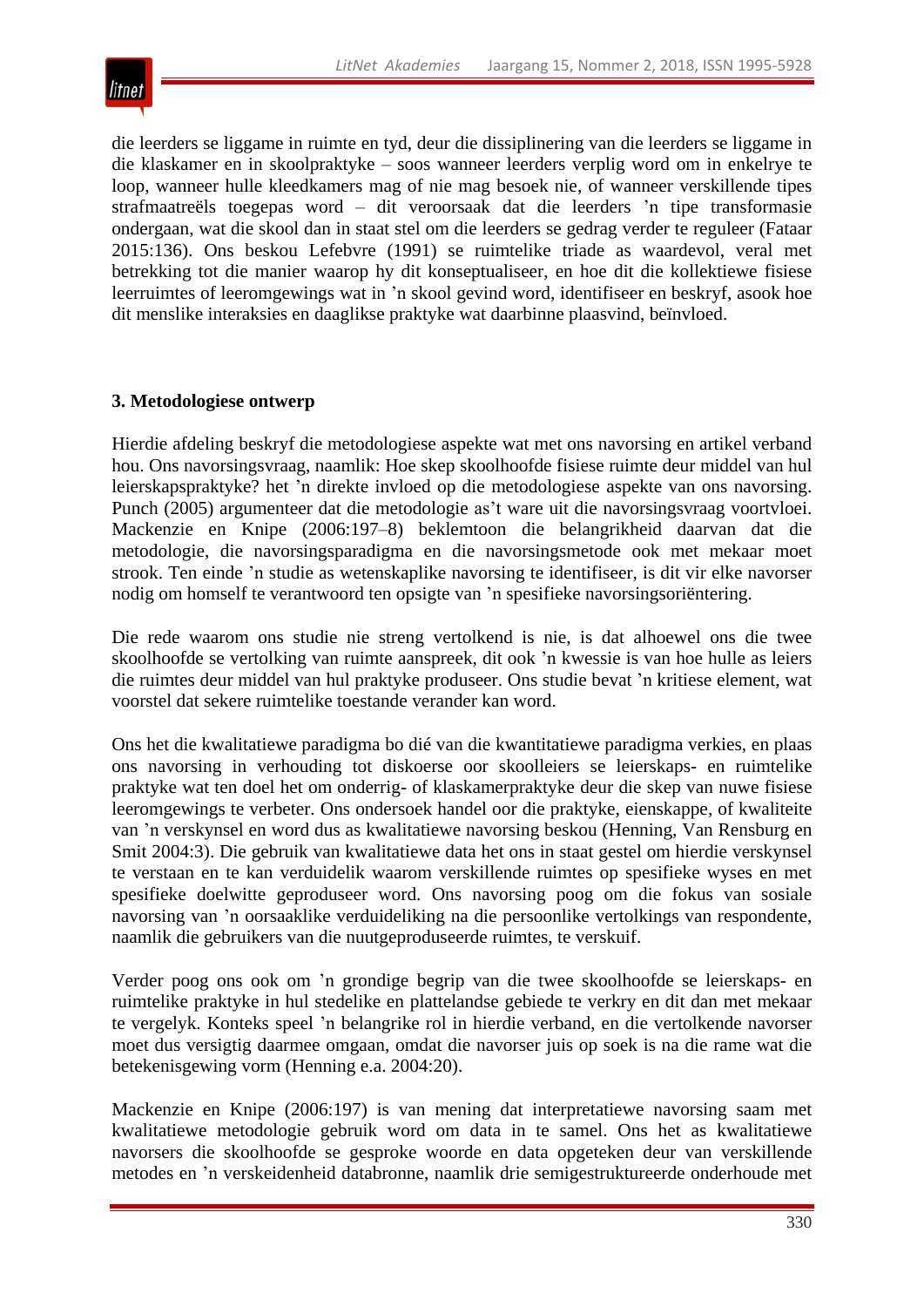die leerders se liggame in ruimte en tyd, deur die dissiplinering van die leerders se liggame in die klaskamer en in skoolpraktyke – soos wanneer leerders verplig word om in enkelrye te loop, wanneer hulle kleedkamers mag of nie mag besoek nie, of wanneer verskillende tipes strafmaatreëls toegepas word – dit veroorsaak dat die leerders ’n tipe transformasie ondergaan, wat die skool dan in staat stel om die leerders se gedrag verder te reguleer (Fataar 2015:136). Ons beskou Lefebvre (1991) se ruimtelike triade as waardevol, veral met betrekking tot die manier waarop hy dit konseptualiseer, en hoe dit die kollektiewe fisiese leerruimtes of leeromgewings wat in ’n skool gevind word, identifiseer en beskryf, asook hoe dit menslike interaksies en daaglikse praktyke wat daarbinne plaasvind, beïnvloed.

## 3. Metodologiese ontwerp

Hierdie afdeling beskryf die metodologiese aspekte wat met ons navorsing en artikel verband hou. Ons navorsingsvraag, naamlik: Hoe skep skoolhoofde fisiese ruimte deur middel van hul leierskapspraktyke? het ’n direkte invloed op die metodologiese aspekte van ons navorsing. Punch (2005) argumenteer dat die metodologie as’t ware uit die navorsingsvraag voortvloei. Mackenzie en Knipe (2006:197–8) beklemtoon die belangrikheid daarvan dat die metodologie, die navorsingsparadigma en die navorsingsmetode ook met mekaar moet strook. Ten einde ’n studie as wetenskaplike navorsing te identifiseer, is dit vir elke navorser nodig om homself te verantwoord ten opsigte van ’n spesifieke navorsingsoriëntering.

Die rede waarom ons studie nie streng vertolkend is nie, is dat alhoewel ons die twee skoolhoofde se vertolking van ruimte aanspreek, dit ook ’n kwessie is van hoe hulle as leiers die ruimtes deur middel van hul praktyke produseer. Ons studie bevat ’n kritiese element, wat voorstel dat sekere ruimtelike toestande verander kan word.

Ons het die kwalitatiewe paradigma bo dié van die kwantitatiewe paradigma verkies, en plaas ons navorsing in verhouding tot diskoerse oor skoolleiers se leierskaps- en ruimtelike praktyke wat ten doel het om onderrig- of klaskamerpraktyke deur die skep van nuwe fisiese leeromgewings te verbeter. Ons ondersoek handel oor die praktyke, eienskappe, of kwaliteite van ’n verskynsel en word dus as kwalitatiewe navorsing beskou (Henning, Van Rensburg en Smit 2004:3). Die gebruik van kwalitatiewe data het ons in staat gestel om hierdie verskynsel te verstaan en te kan verduidelik waarom verskillende ruimtes op spesifieke wyses en met spesifieke doelwitte geproduseer word. Ons navorsing poog om die fokus van sosiale navorsing van ’n oorsaaklike verduideliking na die persoonlike vertolkings van respondente, naamlik die gebruikers van die nuutgeproduseerde ruimtes, te verskuif.

Verder poog ons ook om ’n grondige begrip van die twee skoolhoofde se leierskaps- en ruimtelike praktyke in hul stedelike en plattelandse gebiede te verkry en dit dan met mekaar te vergelyk. Konteks speel ’n belangrike rol in hierdie verband, en die vertolkende navorser moet dus versigtig daarmee omgaan, omdat die navorser juis op soek is na die rame wat die betekenisgewing vorm (Henning e.a. 2004:20).

Mackenzie en Knipe (2006:197) is van mening dat interpretatiewe navorsing saam met kwalitatiewe metodologie gebruik word om data in te samel. Ons het as kwalitatiewe navorsers die skoolhoofde se gesproke woorde en data opgeteken deur van verskillende metodes en ’n verskeidenheid databronne, naamlik drie semigestruktureerde onderhoude met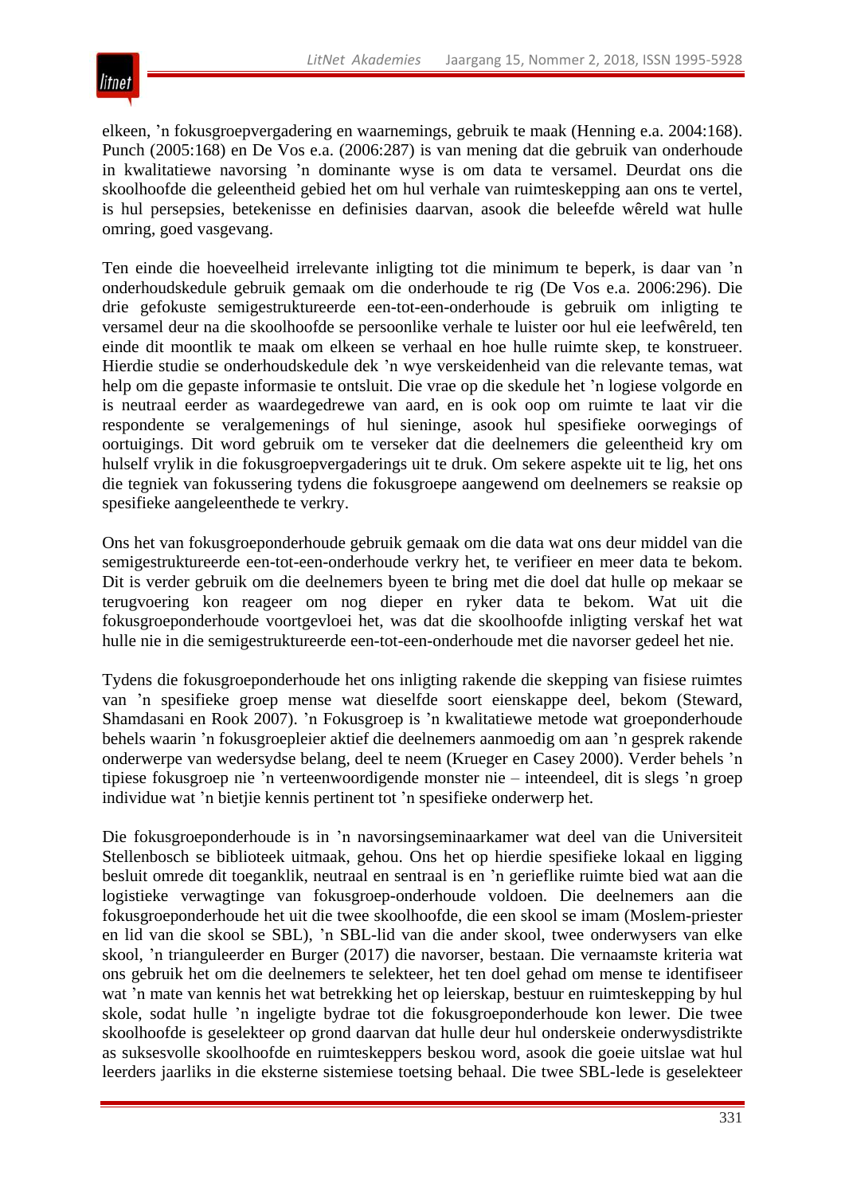elkeen, ’n fokusgroepvergadering en waarnemings, gebruik te maak (Henning e.a. 2004:168). Punch (2005:168) en De Vos e.a. (2006:287) is van mening dat die gebruik van onderhoude in kwalitatiewe navorsing ’n dominante wyse is om data te versamel. Deurdat ons die skoolhoofde die geleentheid gebied het om hul verhale van ruimteskepping aan ons te vertel, is hul persepsies, betekenisse en definisies daarvan, asook die beleefde wêreld wat hulle omring, goed vasgevang.

Ten einde die hoeveelheid irrelevante inligting tot die minimum te beperk, is daar van ’n onderhoudskedule gebruik gemaak om die onderhoude te rig (De Vos e.a. 2006:296). Die drie gefokuste semigestruktureerde een-tot-een-onderhoude is gebruik om inligting te versamel deur na die skoolhoofde se persoonlike verhale te luister oor hul eie leefwêreld, ten einde dit moontlik te maak om elkeen se verhaal en hoe hulle ruimte skep, te konstrueer. Hierdie studie se onderhoudskedule dek ’n wye verskeidenheid van die relevante temas, wat help om die gepaste informasie te ontsluit. Die vrae op die skedule het ’n logiese volgorde en is neutraal eerder as waardegedrewe van aard, en is ook oop om ruimte te laat vir die respondente se veralgemenings of hul sieninge, asook hul spesifieke oorwegings of oortuigings. Dit word gebruik om te verseker dat die deelnemers die geleentheid kry om hulself vrylik in die fokusgroepvergaderings uit te druk. Om sekere aspekte uit te lig, het ons die tegniek van fokussering tydens die fokusgroepe aangewend om deelnemers se reaksie op spesifieke aangeleenthede te verkry.

Ons het van fokusgroeponderhoude gebruik gemaak om die data wat ons deur middel van die semigestruktureerde een-tot-een-onderhoude verkry het, te verifieer en meer data te bekom. Dit is verder gebruik om die deelnemers byeen te bring met die doel dat hulle op mekaar se terugvoering kon reageer om nog dieper en ryker data te bekom. Wat uit die fokusgroeponderhoude voortgevloei het, was dat die skoolhoofde inligting verskaf het wat hulle nie in die semigestruktureerde een-tot-een-onderhoude met die navorser gedeel het nie.

Tydens die fokusgroeponderhoude het ons inligting rakende die skepping van fisiese ruimtes van ’n spesifieke groep mense wat dieselfde soort eienskappe deel, bekom (Steward, Shamdasani en Rook 2007). ’n Fokusgroep is ’n kwalitatiewe metode wat groeponderhoude behels waarin ’n fokusgroepleier aktief die deelnemers aanmoedig om aan ’n gesprek rakende onderwerpe van wedersydse belang, deel te neem (Krueger en Casey 2000). Verder behels ’n tipiese fokusgroep nie ’n verteenwoordigende monster nie – inteendeel, dit is slegs ’n groep individue wat ’n bietjie kennis pertinent tot ’n spesifieke onderwerp het.

Die fokusgroeponderhoude is in ’n navorsingseminaarkamer wat deel van die Universiteit Stellenbosch se biblioteek uitmaak, gehou. Ons het op hierdie spesifieke lokaal en ligging besluit omrede dit toeganklik, neutraal en sentraal is en ’n gerieflike ruimte bied wat aan die logistieke verwagtinge van fokusgroep-onderhoude voldoen. Die deelnemers aan die fokusgroeponderhoude het uit die twee skoolhoofde, die een skool se imam (Moslem-priester en lid van die skool se SBL), ’n SBL-lid van die ander skool, twee onderwysers van elke skool, ’n trianguleerder en Burger (2017) die navorser, bestaan. Die vernaamste kriteria wat ons gebruik het om die deelnemers te selekteer, het ten doel gehad om mense te identifiseer wat ’n mate van kennis het wat betrekking het op leierskap, bestuur en ruimteskepping by hul skole, sodat hulle ’n ingeligte bydrae tot die fokusgroeponderhoude kon lewer. Die twee skoolhoofde is geselekteer op grond daarvan dat hulle deur hul onderskeie onderwysdistrikte as suksesvolle skoolhoofde en ruimteskeppers beskou word, asook die goeie uitslae wat hul leerders jaarliks in die eksterne sistemiese toetsing behaal. Die twee SBL-lede is geselekteer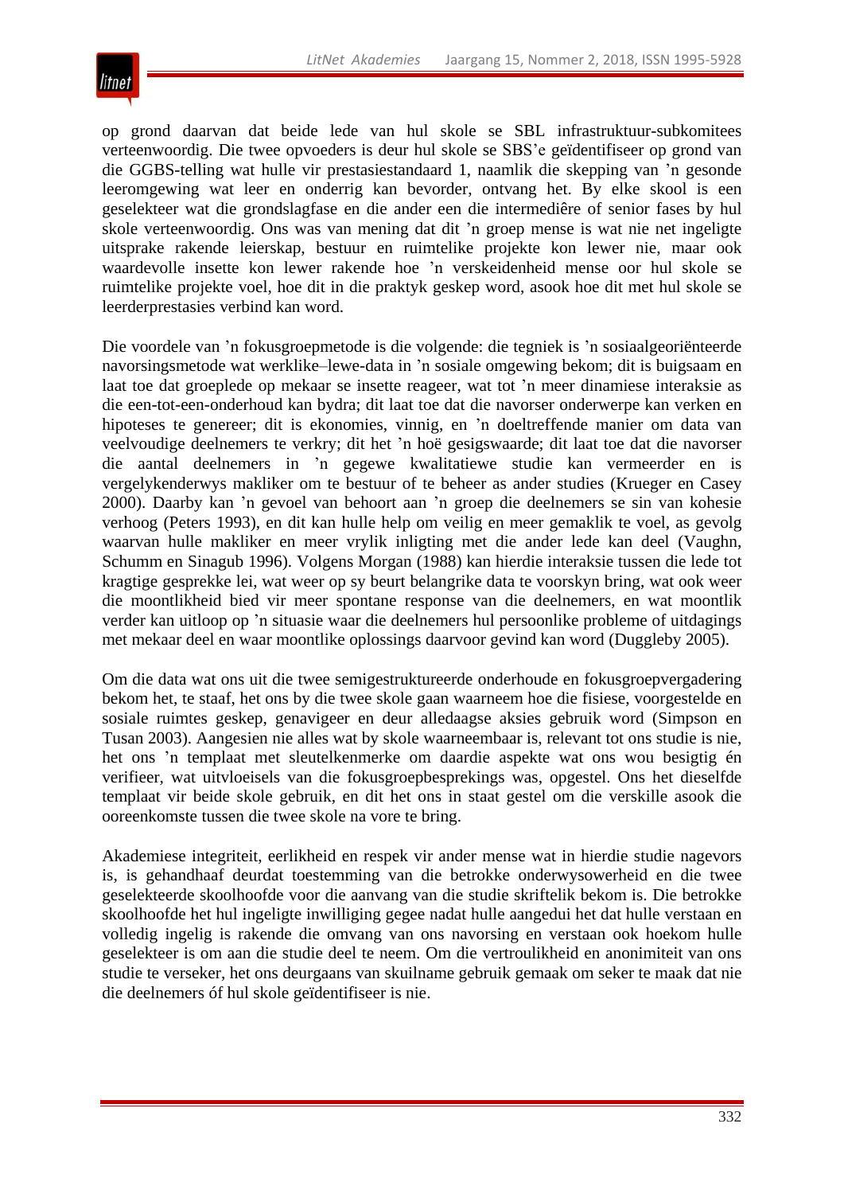op grond daarvan dat beide lede van hul skole se SBL infrastruktuur-subkomitees verteenwoordig. Die twee opvoeders is deur hul skole se SBS'e geïdentifiseer op grond van die GGBS-telling wat hulle vir prestasiestandaard 1, naamlik die skepping van 'n gesonde leeromgewing wat leer en onderrig kan bevorder, ontvang het. By elke skool is een geselekteer wat die grondslagfase en die ander een die intermediêre of senior fases by hul skole verteenwoordig. Ons was van mening dat dit 'n groep mense is wat nie net ingeligte uitsprake rakende leierskap, bestuur en ruimtelike projekte kon lewer nie, maar ook waardevolle insette kon lewer rakende hoe 'n verskeidenheid mense oor hul skole se ruimtelike projekte voel, hoe dit in die praktyk geskep word, asook hoe dit met hul skole se leerderprestasies verbind kan word.

Die voordele van 'n fokusgroepmetode is die volgende: die tegniek is 'n sosiaalgeoriënteerde navorsingsmetode wat werklike–lewe-data in 'n sosiale omgewing bekom; dit is buigsaam en laat toe dat groeplede op mekaar se insette reageer, wat tot 'n meer dinamiese interaksie as die een-tot-een-onderhoud kan bydra; dit laat toe dat die navorser onderwerpe kan verken en hipoteses te genereer; dit is ekonomies, vinnig, en 'n doeltreffende manier om data van veelvoudige deelnemers te verkry; dit het 'n hoë gesigswaarde; dit laat toe dat die navorser die aantal deelnemers in 'n gegewe kwalitatiewe studie kan vermeerder en is vergelykenderwys makliker om te bestuur of te beheer as ander studies (Krueger en Casey 2000). Daarby kan 'n gevoel van behoort aan 'n groep die deelnemers se sin van kohesie verhoog (Peters 1993), en dit kan hulle help om veilig en meer gemaklik te voel, as gevolg waarvan hulle makliker en meer vrylik inligting met die ander lede kan deel (Vaughn, Schumm en Sinagub 1996). Volgens Morgan (1988) kan hierdie interaksie tussen die lede tot kragtige gesprekke lei, wat weer op sy beurt belangrike data te voorskyn bring, wat ook weer die moontlikheid bied vir meer spontane response van die deelnemers, en wat moontlik verder kan uitloop op 'n situasie waar die deelnemers hul persoonlike probleme of uitdagings met mekaar deel en waar moontlike oplossings daarvoor gevind kan word (Duggleby 2005).

Om die data wat ons uit die twee semigestruktureerde onderhoude en fokusgroepvergadering bekom het, te staaf, het ons by die twee skole gaan waarneem hoe die fisiese, voorgestelde en sosiale ruimtes geskep, genavigeer en deur alledaagse aksies gebruik word (Simpson en Tusan 2003). Aangesien nie alles wat by skole waarneembaar is, relevant tot ons studie is nie, het ons 'n templaat met sleutelkenmerke om daardie aspekte wat ons wou besigtig én verifieer, wat uitvloeisels van die fokusgroepbesprekings was, opgestel. Ons het dieselfde templaat vir beide skole gebruik, en dit het ons in staat gestel om die verskille asook die ooreenkomste tussen die twee skole na vore te bring.

Akademiese integriteit, eerlikheid en respek vir ander mense wat in hierdie studie nagevors is, is gehandhaaf deurdat toestemming van die betrokke onderwysowerheid en die twee geselekteerde skoolhoofde voor die aanvang van die studie skriftelik bekom is. Die betrokke skoolhoofde het hul ingeligte inwilliging gegee nadat hulle aangedui het dat hulle verstaan en volledig ingelig is rakende die omvang van ons navorsing en verstaan ook hoekom hulle geselekteer is om aan die studie deel te neem. Om die vertroulikheid en anonimiteit van ons studie te verseker, het ons deurgaans van skuilname gebruik gemaak om seker te maak dat nie die deelnemers óf hul skole geïdentifiseer is nie.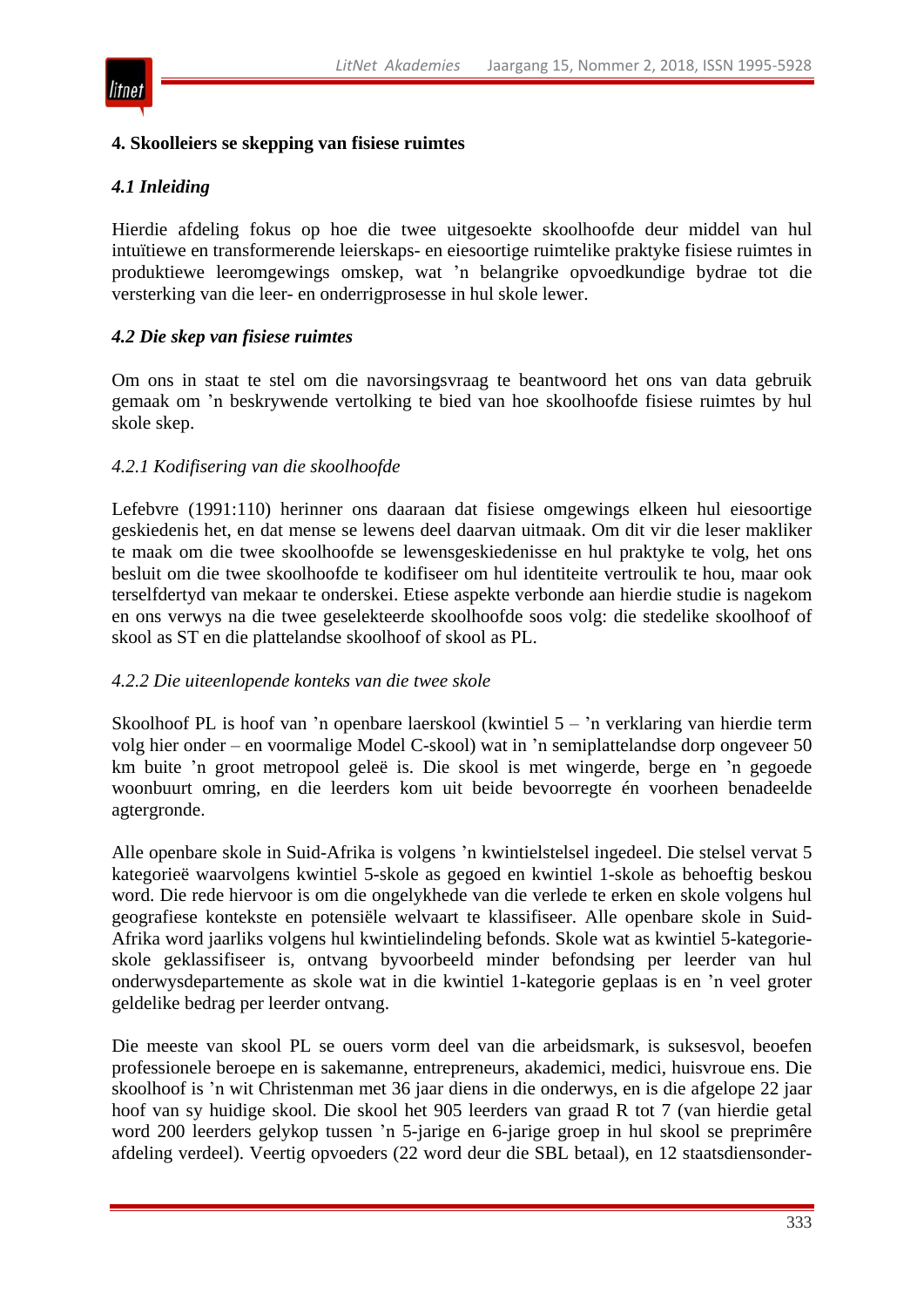## 4. Skoolleiers se skepping van fisiese ruimtes

### *4.1 Inleiding*

Hierdie afdeling fokus op hoe die twee uitgesoekte skoolhoofde deur middel van hul intuïtiewe en transformerende leierskaps- en eiesoortige ruimtelike praktyke fisiese ruimtes in produktiewe leeromgewings omskep, wat ’n belangrike opvoedkundige bydrae tot die versterking van die leer- en onderrigprosesse in hul skole lewer.

### *4.2 Die skep van fisiese ruimtes*

Om ons in staat te stel om die navorsingsvraag te beantwoord het ons van data gebruik gemaak om ’n beskrywende vertolking te bied van hoe skoolhoofde fisiese ruimtes by hul skole skep.

#### *4.2.1 Kodifisering van die skoolhoofde*

Lefebvre (1991:110) herinner ons daaraan dat fisiese omgewings elkeen hul eiesoortige geskiedenis het, en dat mense se lewens deel daarvan uitmaak. Om dit vir die leser makliker te maak om die twee skoolhoofde se lewensgeskiedenisse en hul praktyke te volg, het ons besluit om die twee skoolhoofde te kodifiseer om hul identiteite vertroulik te hou, maar ook terselfdertyd van mekaar te onderskei. Etiese aspekte verbonde aan hierdie studie is nagekom en ons verwys na die twee geselekteerde skoolhoofde soos volg: die stedelike skoolhoof of skool as ST en die plattelandse skoolhoof of skool as PL.

#### *4.2.2 Die uiteenlopende konteks van die twee skole*

Skoolhoof PL is hoof van ’n openbare laerskool (kwintiel 5 – ’n verklaring van hierdie term volg hier onder – en voormalige Model C-skool) wat in ’n semiplattelandse dorp ongeveer 50 km buite ’n groot metropool geleë is. Die skool is met wingerde, berge en ’n gegoede woonbuurt omring, en die leerders kom uit beide bevoorregte én voorheen benadeelde agtergronde.

Alle openbare skole in Suid-Afrika is volgens ’n kwintielstelsel ingedeel. Die stelsel vervat 5 kategorieë waarvolgens kwintiel 5-skole as gegoed en kwintiel 1-skole as behoeftig beskou word. Die rede hiervoor is om die ongelykhede van die verlede te erken en skole volgens hul geografiese kontekste en potensiële welvaart te klassifiseer. Alle openbare skole in Suid-Afrika word jaarliks volgens hul kwintielindeling befonds. Skole wat as kwintiel 5-kategorie-skole geklassifiseer is, ontvang byvoorbeeld minder befondsing per leerder van hul onderwysdepartemente as skole wat in die kwintiel 1-kategorie geplaas is en ’n veel groter geldelike bedrag per leerder ontvang.

Die meeste van skool PL se ouers vorm deel van die arbeidsmark, is suksesvol, beoefen professionele beroepe en is sakemanne, entrepreneurs, akademici, medici, huisvroue ens. Die skoolhoof is ’n wit Christenman met 36 jaar diens in die onderwys, en is die afgelope 22 jaar hoof van sy huidige skool. Die skool het 905 leerders van graad R tot 7 (van hierdie getal word 200 leerders gelykop tussen ’n 5-jarige en 6-jarige groep in hul skool se preprimêre afdeling verdeel). Veertig opvoeders (22 word deur die SBL betaal), en 12 staatsdiensonder-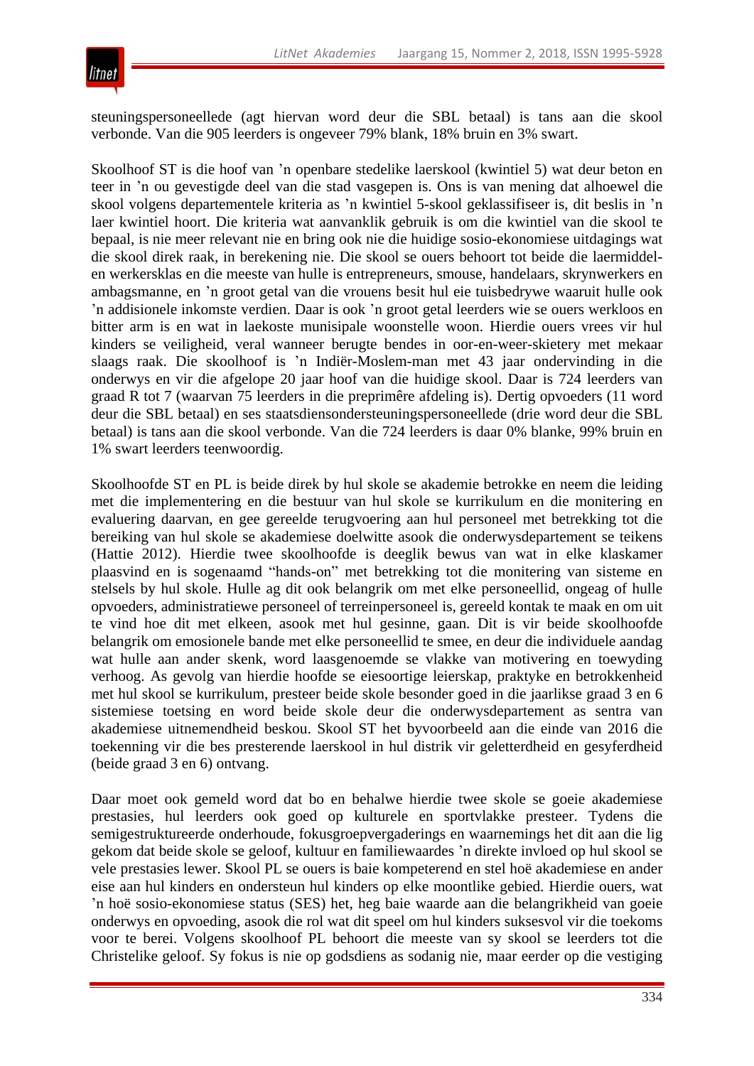steuningspersoneellede (agt hiervan word deur die SBL betaal) is tans aan die skool verbonde. Van die 905 leerders is ongeveer 79% blank, 18% bruin en 3% swart.

Skoolhoof ST is die hoof van ’n openbare stedelike laerskool (kwintiel 5) wat deur beton en teer in ’n ou gevestigde deel van die stad vasgepen is. Ons is van mening dat alhoewel die skool volgens departementele kriteria as ’n kwintiel 5-skool geklassifiseer is, dit beslis in ’n laer kwintiel hoort. Die kriteria wat aanvanklik gebruik is om die kwintiel van die skool te bepaal, is nie meer relevant nie en bring ook nie die huidige sosio-ekonomiese uitdagings wat die skool direk raak, in berekening nie. Die skool se ouers behoort tot beide die laermiddel- en werkersklas en die meeste van hulle is entrepreneurs, smouse, handelaars, skrynwerkers en ambagsmanne, en ’n groot getal van die vrouens besit hul eie tuisbedrywe waaruit hulle ook ’n addisionele inkomste verdien. Daar is ook ’n groot getal leerders wie se ouers werkloos en bitter arm is en wat in laekoste munisipale woonstelle woon. Hierdie ouers vrees vir hul kinders se veiligheid, veral wanneer berugte bendes in oor-en-weer-skietery met mekaar slaags raak. Die skoolhoof is ’n Indiër-Moslem-man met 43 jaar ondervinding in die onderwys en vir die afgelope 20 jaar hoof van die huidige skool. Daar is 724 leerders van graad R tot 7 (waarvan 75 leerders in die preprimêre afdeling is). Dertig opvoeders (11 word deur die SBL betaal) en ses staatsdiensondersteuningspersoneellede (drie word deur die SBL betaal) is tans aan die skool verbonde. Van die 724 leerders is daar 0% blanke, 99% bruin en 1% swart leerders teenwoordig.

Skoolhoofde ST en PL is beide direk by hul skole se akademie betrokke en neem die leiding met die implementering en die bestuur van hul skole se kurrikulum en die monitering en evaluering daarvan, en gee gereelde terugvoering aan hul personeel met betrekking tot die bereiking van hul skole se akademiese doelwitte asook die onderwysdepartement se teikens (Hattie 2012). Hierdie twee skoolhoofde is deeglik bewus van wat in elke klaskamer plaasvind en is sogenaamd “hands-on” met betrekking tot die monitering van sisteme en stelsels by hul skole. Hulle ag dit ook belangrik om met elke personeellid, ongeag of hulle opvoeders, administratiewe personeel of terreinpersoneel is, gereeld kontak te maak en om uit te vind hoe dit met elkeen, asook met hul gesinne, gaan. Dit is vir beide skoolhoofde belangrik om emosionele bande met elke personeellid te smee, en deur die individuele aandag wat hulle aan ander skenk, word laasgenoemde se vlakke van motivering en toewyding verhoog. As gevolg van hierdie hoofde se eiesoortige leierskap, praktyke en betrokkenheid met hul skool se kurrikulum, presteer beide skole besonder goed in die jaarlikse graad 3 en 6 sistemiese toetsing en word beide skole deur die onderwysdepartement as sentra van akademiese uitnemendheid beskou. Skool ST het byvoorbeeld aan die einde van 2016 die toekenning vir die bes presterende laerskool in hul distrik vir geletterdheid en gesyferdheid (beide graad 3 en 6) ontvang.

Daar moet ook gemeld word dat bo en behalwe hierdie twee skole se goeie akademiese prestasies, hul leerders ook goed op kulturele en sportvlakke presteer. Tydens die semigestruktureerde onderhoude, fokusgroepvergaderings en waarnemings het dit aan die lig gekom dat beide skole se geloof, kultuur en familiewaardes ’n direkte invloed op hul skool se vele prestasies lewer. Skool PL se ouers is baie kompeterend en stel hoë akademiese en ander eise aan hul kinders en ondersteun hul kinders op elke moontlike gebied. Hierdie ouers, wat ’n hoë sosio-ekonomiese status (SES) het, heg baie waarde aan die belangrikheid van goeie onderwys en opvoeding, asook die rol wat dit speel om hul kinders suksesvol vir die toekoms voor te berei. Volgens skoolhoof PL behoort die meeste van sy skool se leerders tot die Christelike geloof. Sy fokus is nie op godsdiens as sodanig nie, maar eerder op die vestiging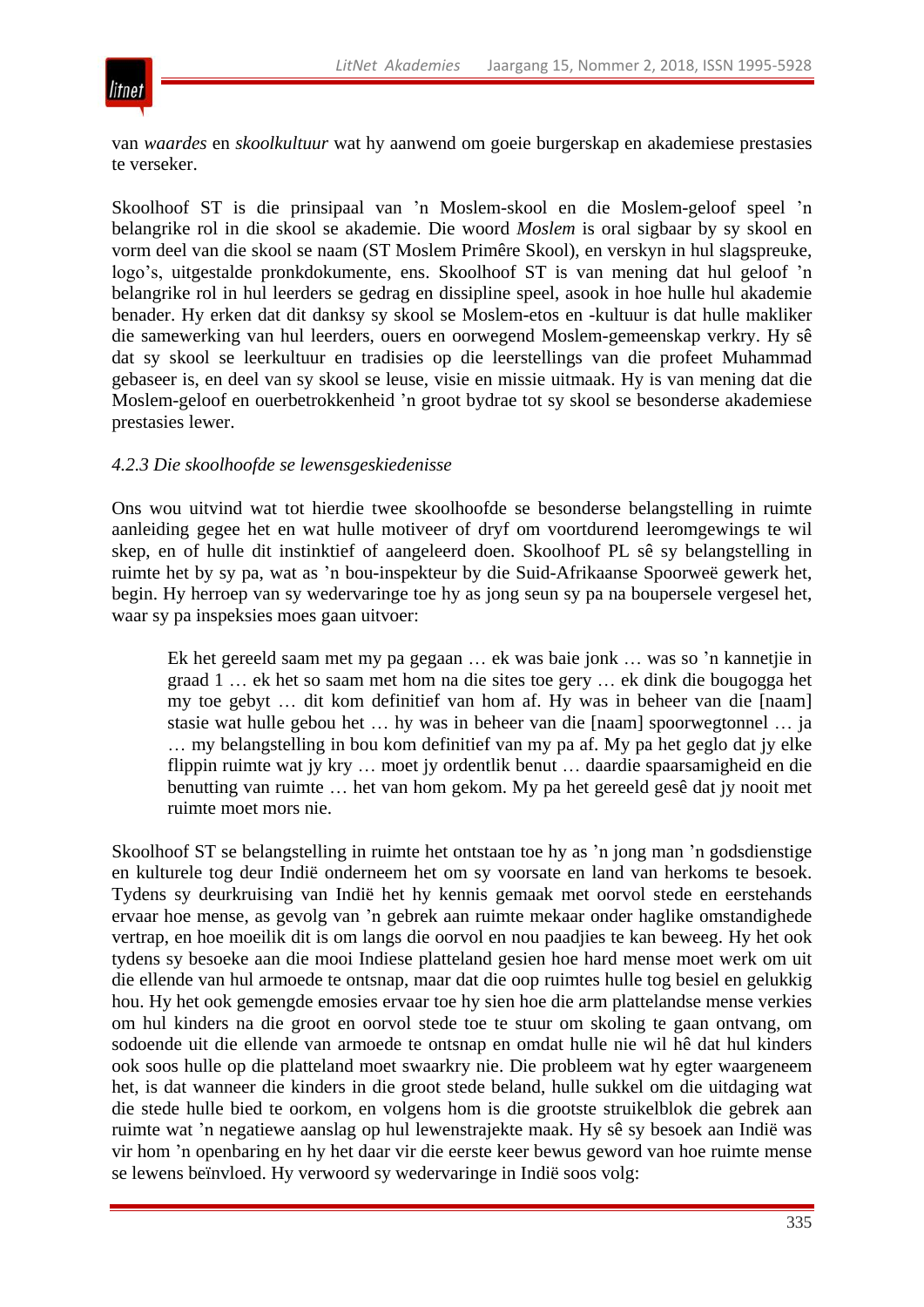van *waardes* en *skoolkultuur* wat hy aanwend om goeie burgerskap en akademiese prestasies te verseker.

Skoolhoof ST is die prinsipaal van ’n Moslem-skool en die Moslem-geloof speel ’n belangrike rol in die skool se akademie. Die woord *Moslem* is oral sigbaar by sy skool en vorm deel van die skool se naam (ST Moslem Primêre Skool), en verskyn in hul slagspreuke, logo’s, uitgestalde pronkdokumente, ens. Skoolhoof ST is van mening dat hul geloof ’n belangrike rol in hul leerders se gedrag en dissipline speel, asook in hoe hulle hul akademie benader. Hy erken dat dit danksy sy skool se Moslem-etos en -kultuur is dat hulle makliker die samewerking van hul leerders, ouers en oorwegend Moslem-gemeenskap verkry. Hy sê dat sy skool se leerkultuur en tradisies op die leerstellings van die profeet Muhammad gebaseer is, en deel van sy skool se leuse, visie en missie uitmaak. Hy is van mening dat die Moslem-geloof en ouerbetrokkenheid ’n groot bydrae tot sy skool se besonderse akademiese prestasies lewer.

#### *4.2.3 Die skoolhoofde se lewensgeskiedenisse*

Ons wou uitvind wat tot hierdie twee skoolhoofde se besonderse belangstelling in ruimte aanleiding gegee het en wat hulle motiveer of dryf om voortdurend leeromgewings te wil skep, en of hulle dit instinktief of aangeleerd doen. Skoolhoof PL sê sy belangstelling in ruimte het by sy pa, wat as ’n bou-inspekteur by die Suid-Afrikaanse Spoorweë gewerk het, begin. Hy herroep van sy wedervaringe toe hy as jong seun sy pa na boupersele vergesel het, waar sy pa inspeksies moes gaan uitvoer:

> Ek het gereeld saam met my pa gegaan … ek was baie jonk … was so ’n kannetjie in graad 1 … ek het so saam met hom na die sites toe gery … ek dink die bougogga het my toe gebyt … dit kom definitief van hom af. Hy was in beheer van die [naam] stasie wat hulle gebou het … hy was in beheer van die [naam] spoorwegtonnel … ja … my belangstelling in bou kom definitief van my pa af. My pa het geglo dat jy elke flippin ruimte wat jy kry … moet jy ordentlik benut … daardie spaarsamigheid en die benutting van ruimte … het van hom gekom. My pa het gereeld gesê dat jy nooit met ruimte moet mors nie.

Skoolhoof ST se belangstelling in ruimte het ontstaan toe hy as ’n jong man ’n godsdienstige en kulturele tog deur Indië onderneem het om sy voorsate en land van herkoms te besoek. Tydens sy deurkruising van Indië het hy kennis gemaak met oorvol stede en eerstehands ervaar hoe mense, as gevolg van ’n gebrek aan ruimte mekaar onder haglike omstandighede vertrap, en hoe moeilik dit is om langs die oorvol en nou paadjies te kan beweeg. Hy het ook tydens sy besoeke aan die mooi Indiese platteland gesien hoe hard mense moet werk om uit die ellende van hul armoede te ontsnap, maar dat die oop ruimtes hulle tog besiel en gelukkig hou. Hy het ook gemengde emosies ervaar toe hy sien hoe die arm plattelandse mense verkies om hul kinders na die groot en oorvol stede toe te stuur om skoling te gaan ontvang, om sodoende uit die ellende van armoede te ontsnap en omdat hulle nie wil hê dat hul kinders ook soos hulle op die platteland moet swaarkry nie. Die probleem wat hy egter waargeneem het, is dat wanneer die kinders in die groot stede beland, hulle sukkel om die uitdaging wat die stede hulle bied te oorkom, en volgens hom is die grootste struikelblok die gebrek aan ruimte wat ’n negatiewe aanslag op hul lewenstrajekte maak. Hy sê sy besoek aan Indië was vir hom ’n openbaring en hy het daar vir die eerste keer bewus geword van hoe ruimte mense se lewens beïnvloed. Hy verwoord sy wedervaringe in Indië soos volg: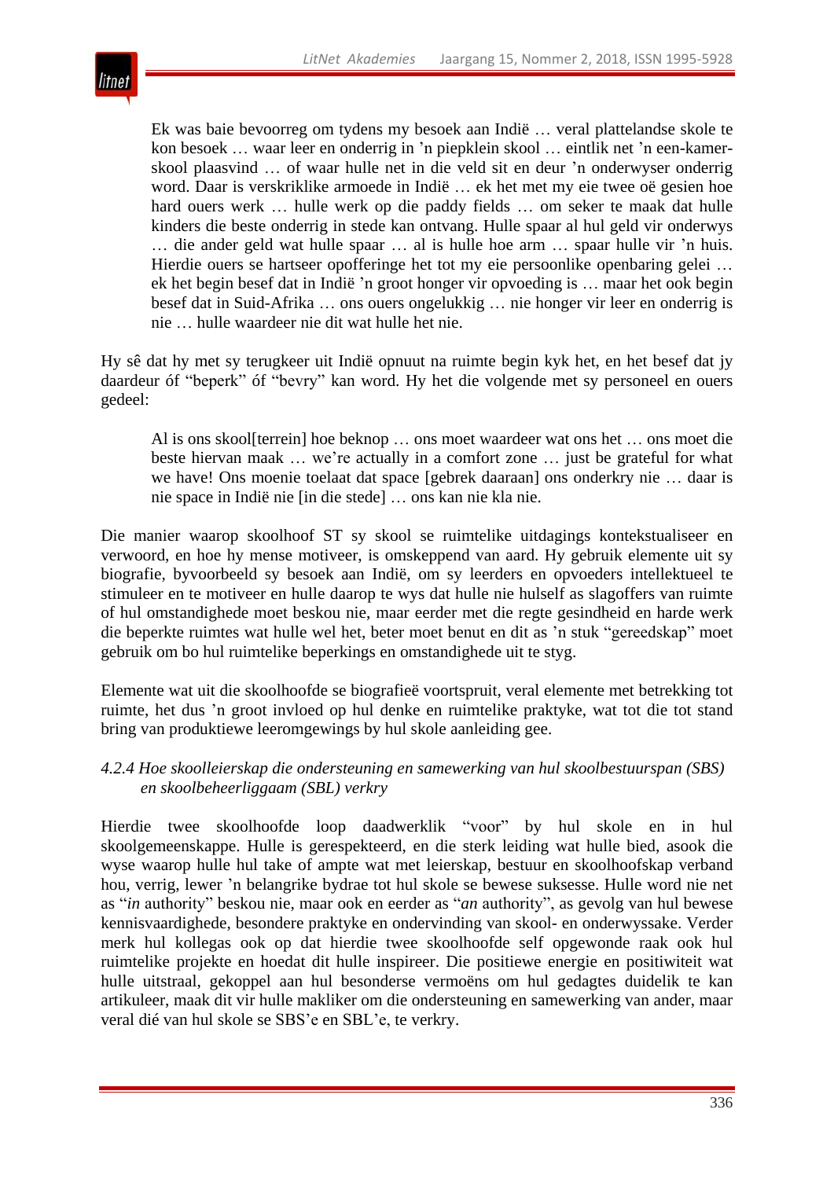> Ek was baie bevoorreg om tydens my besoek aan Indië … veral plattelandse skole te kon besoek … waar leer en onderrig in 'n piepklein skool … eintlik net 'n een-kamer-skool plaasvind … of waar hulle net in die veld sit en deur 'n onderwyser onderrig word. Daar is verskriklike armoede in Indië … ek het met my eie twee oë gesien hoe hard ouers werk … hulle werk op die paddy fields … om seker te maak dat hulle kinders die beste onderrig in stede kan ontvang. Hulle spaar al hul geld vir onderwys … die ander geld wat hulle spaar … al is hulle hoe arm … spaar hulle vir 'n huis. Hierdie ouers se hartseer opofferinge het tot my eie persoonlike openbaring gelei … ek het begin besef dat in Indië 'n groot honger vir opvoeding is … maar het ook begin besef dat in Suid-Afrika … ons ouers ongelukkig … nie honger vir leer en onderrig is nie … hulle waardeer nie dit wat hulle het nie.

Hy sê dat hy met sy terugkeer uit Indië opnuut na ruimte begin kyk het, en het besef dat jy daardeur óf "beperk" óf "bevry" kan word. Hy het die volgende met sy personeel en ouers gedeel:

> Al is ons skool[terrein] hoe beknop … ons moet waardeer wat ons het … ons moet die beste hiervan maak … we're actually in a comfort zone … just be grateful for what we have! Ons moenie toelaat dat space [gebrek daaraan] ons onderkry nie … daar is nie space in Indië nie [in die stede] … ons kan nie kla nie.

Die manier waarop skoolhoof ST sy skool se ruimtelike uitdagings kontekstualiseer en verwoord, en hoe hy mense motiveer, is omskeppend van aard. Hy gebruik elemente uit sy biografie, byvoorbeeld sy besoek aan Indië, om sy leerders en opvoeders intellektueel te stimuleer en te motiveer en hulle daarop te wys dat hulle nie hulself as slagoffers van ruimte of hul omstandighede moet beskou nie, maar eerder met die regte gesindheid en harde werk die beperkte ruimtes wat hulle wel het, beter moet benut en dit as 'n stuk "gereedskap" moet gebruik om bo hul ruimtelike beperkings en omstandighede uit te styg.

Elemente wat uit die skoolhoofde se biografieë voortspruit, veral elemente met betrekking tot ruimte, het dus 'n groot invloed op hul denke en ruimtelike praktyke, wat tot die tot stand bring van produktiewe leeromgewings by hul skole aanleiding gee.

#### *4.2.4 Hoe skoolleierskap die ondersteuning en samewerking van hul skoolbestuurspan (SBS) en skoolbeheerliggaam (SBL) verkry*

Hierdie twee skoolhoofde loop daadwerklik "voor" by hul skole en in hul skoolgemeenskappe. Hulle is gerespekteerd, en die sterk leiding wat hulle bied, asook die wyse waarop hulle hul take of ampte wat met leierskap, bestuur en skoolhoofskap verband hou, verrig, lewer 'n belangrike bydrae tot hul skole se bewese suksesse. Hulle word nie net as "*in* authority" beskou nie, maar ook en eerder as "*an* authority", as gevolg van hul bewese kennisvaardighede, besondere praktyke en ondervinding van skool- en onderwyssake. Verder merk hul kollegas ook op dat hierdie twee skoolhoofde self opgewonde raak ook hul ruimtelike projekte en hoedat dit hulle inspireer. Die positiewe energie en positiwiteit wat hulle uitstraal, gekoppel aan hul besonderse vermoëns om hul gedagtes duidelik te kan artikuleer, maak dit vir hulle makliker om die ondersteuning en samewerking van ander, maar veral dié van hul skole se SBS'e en SBL'e, te verkry.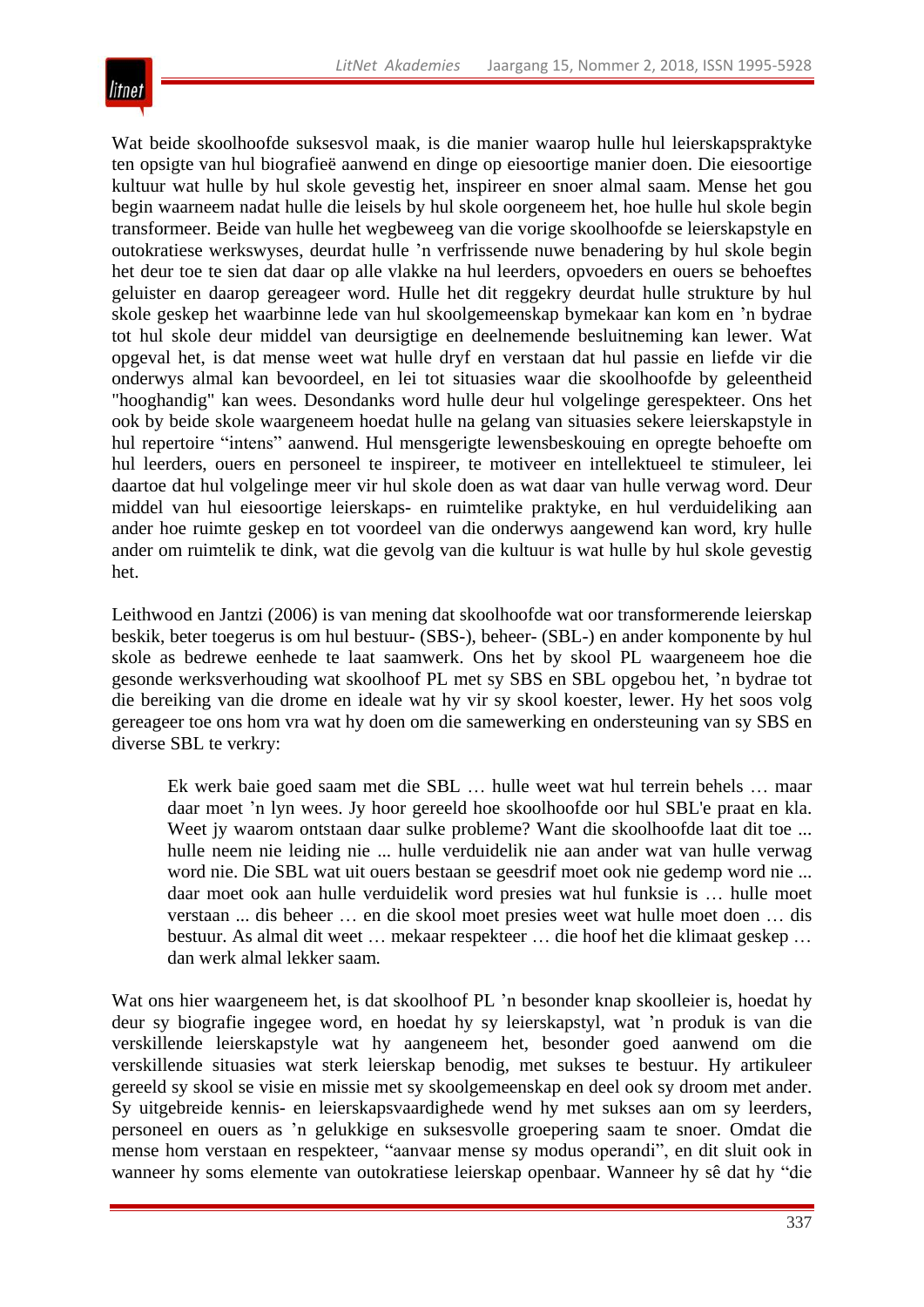Wat beide skoolhoofde suksesvol maak, is die manier waarop hulle hul leierskapspraktyke ten opsigte van hul biografieë aanwend en dinge op eiesoortige manier doen. Die eiesoortige kultuur wat hulle by hul skole gevestig het, inspireer en snoer almal saam. Mense het gou begin waarneem nadat hulle die leisels by hul skole oorgeneem het, hoe hulle hul skole begin transformeer. Beide van hulle het wegbeweeg van die vorige skoolhoofde se leierskapstyle en outokratiese werkswyses, deurdat hulle ’n verfrissende nuwe benadering by hul skole begin het deur toe te sien dat daar op alle vlakke na hul leerders, opvoeders en ouers se behoeftes geluister en daarop gereageer word. Hulle het dit reggekry deurdat hulle strukture by hul skole geskep het waarbinne lede van hul skoolgemeenskap bymekaar kan kom en ’n bydrae tot hul skole deur middel van deursigtige en deelnemende besluitneming kan lewer. Wat opgeval het, is dat mense weet wat hulle dryf en verstaan dat hul passie en liefde vir die onderwys almal kan bevoordeel, en lei tot situasies waar die skoolhoofde by geleentheid "hooghandig" kan wees. Desondanks word hulle deur hul volgelinge gerespekteer. Ons het ook by beide skole waargeneem hoedat hulle na gelang van situasies sekere leierskapstyle in hul repertoire “intens” aanwend. Hul mensgerigte lewensbeskouing en opregte behoefte om hul leerders, ouers en personeel te inspireer, te motiveer en intellektueel te stimuleer, lei daartoe dat hul volgelinge meer vir hul skole doen as wat daar van hulle verwag word. Deur middel van hul eiesoortige leierskaps- en ruimtelike praktyke, en hul verduideliking aan ander hoe ruimte geskep en tot voordeel van die onderwys aangewend kan word, kry hulle ander om ruimtelik te dink, wat die gevolg van die kultuur is wat hulle by hul skole gevestig het.

Leithwood en Jantzi (2006) is van mening dat skoolhoofde wat oor transformerende leierskap beskik, beter toegerus is om hul bestuur- (SBS-), beheer- (SBL-) en ander komponente by hul skole as bedrewe eenhede te laat saamwerk. Ons het by skool PL waargeneem hoe die gesonde werksverhouding wat skoolhoof PL met sy SBS en SBL opgebou het, ’n bydrae tot die bereiking van die drome en ideale wat hy vir sy skool koester, lewer. Hy het soos volg gereageer toe ons hom vra wat hy doen om die samewerking en ondersteuning van sy SBS en diverse SBL te verkry:

> Ek werk baie goed saam met die SBL … hulle weet wat hul terrein behels … maar daar moet ’n lyn wees. Jy hoor gereeld hoe skoolhoofde oor hul SBL'e praat en kla. Weet jy waarom ontstaan daar sulke probleme? Want die skoolhoofde laat dit toe ... hulle neem nie leiding nie ... hulle verduidelik nie aan ander wat van hulle verwag word nie. Die SBL wat uit ouers bestaan se geesdrif moet ook nie gedemp word nie ... daar moet ook aan hulle verduidelik word presies wat hul funksie is … hulle moet verstaan ... dis beheer … en die skool moet presies weet wat hulle moet doen … dis bestuur. As almal dit weet … mekaar respekteer … die hoof het die klimaat geskep … dan werk almal lekker saam.

Wat ons hier waargeneem het, is dat skoolhoof PL ’n besonder knap skoolleier is, hoedat hy deur sy biografie ingegee word, en hoedat hy sy leierskapstyl, wat ’n produk is van die verskillende leierskapstyle wat hy aangeneem het, besonder goed aanwend om die verskillende situasies wat sterk leierskap benodig, met sukses te bestuur. Hy artikuleer gereeld sy skool se visie en missie met sy skoolgemeenskap en deel ook sy droom met ander. Sy uitgebreide kennis- en leierskapsvaardighede wend hy met sukses aan om sy leerders, personeel en ouers as ’n gelukkige en suksesvolle groepering saam te snoer. Omdat die mense hom verstaan en respekteer, “aanvaar mense sy modus operandi”, en dit sluit ook in wanneer hy soms elemente van outokratiese leierskap openbaar. Wanneer hy sê dat hy “die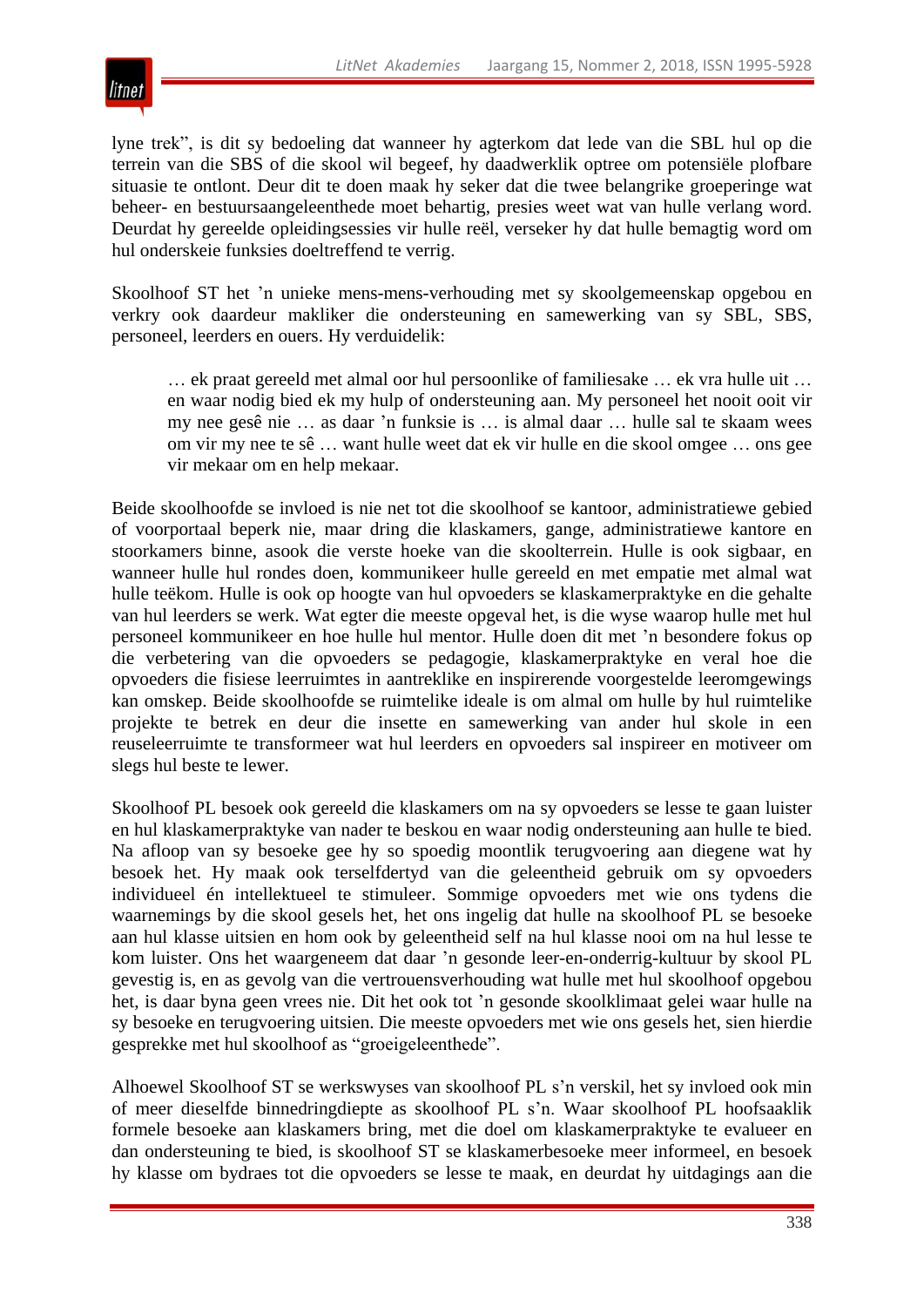lyne trek", is dit sy bedoeling dat wanneer hy agterkom dat lede van die SBL hul op die terrein van die SBS of die skool wil begeef, hy daadwerklik optree om potensiële plofbare situasie te ontlont. Deur dit te doen maak hy seker dat die twee belangrike groeperinge wat beheer- en bestuursaangeleenthede moet behartig, presies weet wat van hulle verlang word. Deurdat hy gereelde opleidingsessies vir hulle reël, verseker hy dat hulle bemagtig word om hul onderskeie funksies doeltreffend te verrig.

Skoolhoof ST het 'n unieke mens-mens-verhouding met sy skoolgemeenskap opgebou en verkry ook daardeur makliker die ondersteuning en samewerking van sy SBL, SBS, personeel, leerders en ouers. Hy verduidelik:

> … ek praat gereeld met almal oor hul persoonlike of familiesake … ek vra hulle uit … en waar nodig bied ek my hulp of ondersteuning aan. My personeel het nooit ooit vir my nee gesê nie … as daar 'n funksie is … is almal daar … hulle sal te skaam wees om vir my nee te sê … want hulle weet dat ek vir hulle en die skool omgee … ons gee vir mekaar om en help mekaar.

Beide skoolhoofde se invloed is nie net tot die skoolhoof se kantoor, administratiewe gebied of voorportaal beperk nie, maar dring die klaskamers, gange, administratiewe kantore en stoorkamers binne, asook die verste hoeke van die skoolterrein. Hulle is ook sigbaar, en wanneer hulle hul rondes doen, kommunikeer hulle gereeld en met empatie met almal wat hulle teëkom. Hulle is ook op hoogte van hul opvoeders se klaskamerpraktyke en die gehalte van hul leerders se werk. Wat egter die meeste opgeval het, is die wyse waarop hulle met hul personeel kommunikeer en hoe hulle hul mentor. Hulle doen dit met 'n besondere fokus op die verbetering van die opvoeders se pedagogie, klaskamerpraktyke en veral hoe die opvoeders die fisiese leerruimtes in aantreklike en inspirerende voorgestelde leeromgewings kan omskep. Beide skoolhoofde se ruimtelike ideale is om almal om hulle by hul ruimtelike projekte te betrek en deur die insette en samewerking van ander hul skole in een reuseleerruimte te transformeer wat hul leerders en opvoeders sal inspireer en motiveer om slegs hul beste te lewer.

Skoolhoof PL besoek ook gereeld die klaskamers om na sy opvoeders se lesse te gaan luister en hul klaskamerpraktyke van nader te beskou en waar nodig ondersteuning aan hulle te bied. Na afloop van sy besoeke gee hy so spoedig moontlik terugvoering aan diegene wat hy besoek het. Hy maak ook terselfdertyd van die geleentheid gebruik om sy opvoeders individueel én intellektueel te stimuleer. Sommige opvoeders met wie ons tydens die waarnemings by die skool gesels het, het ons ingelig dat hulle na skoolhoof PL se besoeke aan hul klasse uitsien en hom ook by geleentheid self na hul klasse nooi om na hul lesse te kom luister. Ons het waargeneem dat daar 'n gesonde leer-en-onderrig-kultuur by skool PL gevestig is, en as gevolg van die vertrouensverhouding wat hulle met hul skoolhoof opgebou het, is daar byna geen vrees nie. Dit het ook tot 'n gesonde skoolklimaat gelei waar hulle na sy besoeke en terugvoering uitsien. Die meeste opvoeders met wie ons gesels het, sien hierdie gesprekke met hul skoolhoof as "groeigeleenthede".

Alhoewel Skoolhoof ST se werkswyses van skoolhoof PL s'n verskil, het sy invloed ook min of meer dieselfde binnedringdiepte as skoolhoof PL s'n. Waar skoolhoof PL hoofsaaklik formele besoeke aan klaskamers bring, met die doel om klaskamerpraktyke te evalueer en dan ondersteuning te bied, is skoolhoof ST se klaskamerbesoeke meer informeel, en besoek hy klasse om bydraes tot die opvoeders se lesse te maak, en deurdat hy uitdagings aan die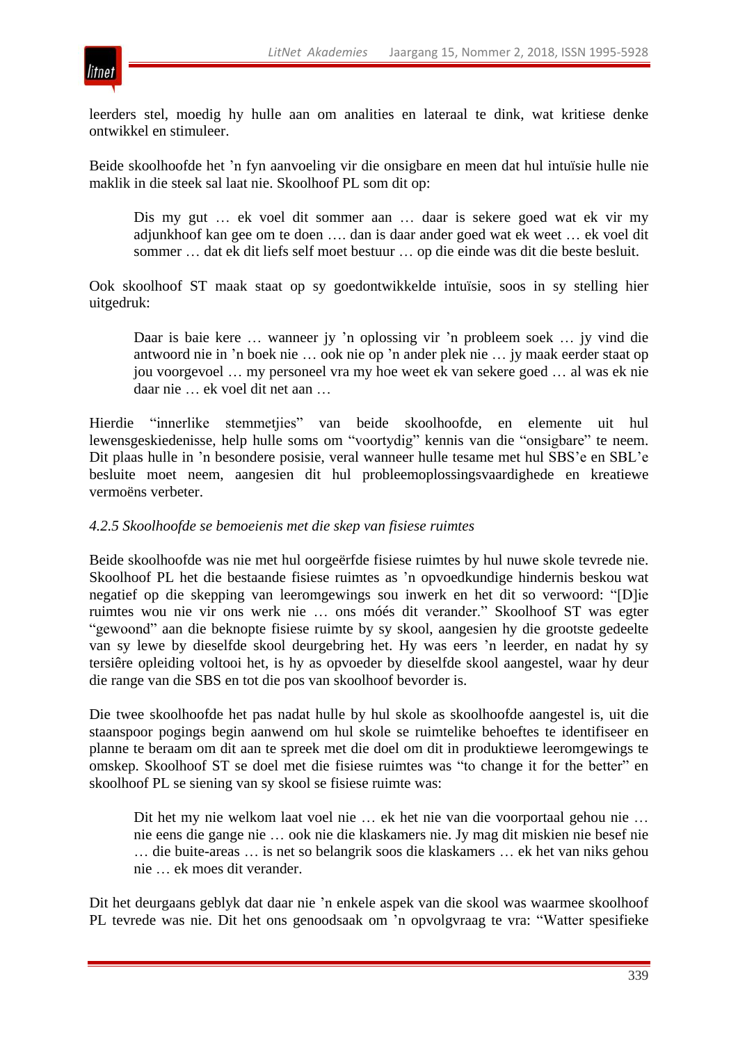leerders stel, moedig hy hulle aan om analities en lateraal te dink, wat kritiese denke ontwikkel en stimuleer.

Beide skoolhoofde het ’n fyn aanvoeling vir die onsigbare en meen dat hul intuïsie hulle nie maklik in die steek sal laat nie. Skoolhoof PL som dit op:

> Dis my gut … ek voel dit sommer aan … daar is sekere goed wat ek vir my adjunkhoof kan gee om te doen …. dan is daar ander goed wat ek weet … ek voel dit sommer … dat ek dit liefs self moet bestuur … op die einde was dit die beste besluit.

Ook skoolhoof ST maak staat op sy goedontwikkelde intuïsie, soos in sy stelling hier uitgedruk:

> Daar is baie kere … wanneer jy ’n oplossing vir ’n probleem soek … jy vind die antwoord nie in ’n boek nie … ook nie op ’n ander plek nie … jy maak eerder staat op jou voorgevoel … my personeel vra my hoe weet ek van sekere goed … al was ek nie daar nie … ek voel dit net aan …

Hierdie “innerlike stemmetjies” van beide skoolhoofde, en elemente uit hul lewensgeskiedenisse, help hulle soms om “voortydig” kennis van die “onsigbare” te neem. Dit plaas hulle in ’n besondere posisie, veral wanneer hulle tesame met hul SBS’e en SBL’e besluite moet neem, aangesien dit hul probleemoplossingsvaardighede en kreatiewe vermoëns verbeter.

*4.2.5 Skoolhoofde se bemoeienis met die skep van fisiese ruimtes*

Beide skoolhoofde was nie met hul oorgeërfde fisiese ruimtes by hul nuwe skole tevrede nie. Skoolhoof PL het die bestaande fisiese ruimtes as ’n opvoedkundige hindernis beskou wat negatief op die skepping van leeromgewings sou inwerk en het dit so verwoord: “[D]ie ruimtes wou nie vir ons werk nie … ons móés dit verander.” Skoolhoof ST was egter “gewoond” aan die beknopte fisiese ruimte by sy skool, aangesien hy die grootste gedeelte van sy lewe by dieselfde skool deurgebring het. Hy was eers ’n leerder, en nadat hy sy tersiêre opleiding voltooi het, is hy as opvoeder by dieselfde skool aangestel, waar hy deur die range van die SBS en tot die pos van skoolhoof bevorder is.

Die twee skoolhoofde het pas nadat hulle by hul skole as skoolhoofde aangestel is, uit die staanspoor pogings begin aanwend om hul skole se ruimtelike behoeftes te identifiseer en planne te beraam om dit aan te spreek met die doel om dit in produktiewe leeromgewings te omskep. Skoolhoof ST se doel met die fisiese ruimtes was “to change it for the better” en skoolhoof PL se siening van sy skool se fisiese ruimte was:

> Dit het my nie welkom laat voel nie … ek het nie van die voorportaal gehou nie … nie eens die gange nie … ook nie die klaskamers nie. Jy mag dit miskien nie besef nie … die buite-areas … is net so belangrik soos die klaskamers … ek het van niks gehou nie … ek moes dit verander.

Dit het deurgaans geblyk dat daar nie ’n enkele aspek van die skool was waarmee skoolhoof PL tevrede was nie. Dit het ons genoodsaak om ’n opvolgvraag te vra: “Watter spesifieke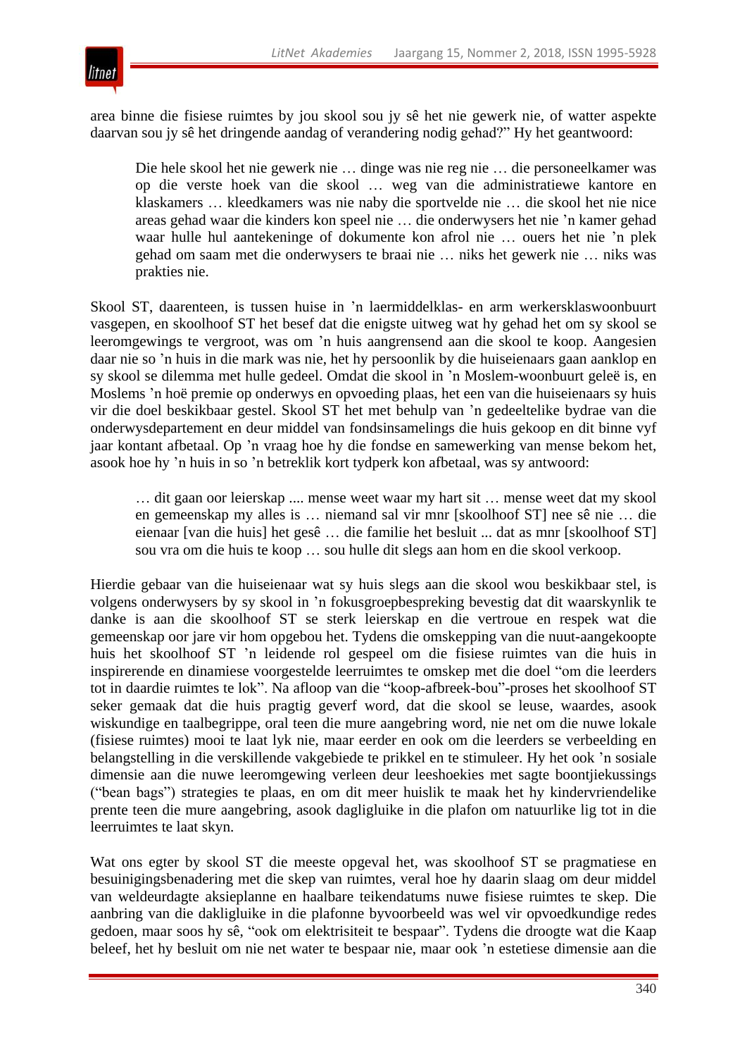area binne die fisiese ruimtes by jou skool sou jy sê het nie gewerk nie, of watter aspekte daarvan sou jy sê het dringende aandag of verandering nodig gehad?" Hy het geantwoord:

> Die hele skool het nie gewerk nie … dinge was nie reg nie … die personeelkamer was op die verste hoek van die skool … weg van die administratiewe kantore en klaskamers … kleedkamers was nie naby die sportvelde nie … die skool het nie nice areas gehad waar die kinders kon speel nie … die onderwysers het nie 'n kamer gehad waar hulle hul aantekeninge of dokumente kon afrol nie … ouers het nie 'n plek gehad om saam met die onderwysers te braai nie … niks het gewerk nie … niks was prakties nie.

Skool ST, daarenteen, is tussen huise in 'n laermiddelklas- en arm werkersklaswoonbuurt vasgepen, en skoolhoof ST het besef dat die enigste uitweg wat hy gehad het om sy skool se leeromgewings te vergroot, was om 'n huis aangrensend aan die skool te koop. Aangesien daar nie so 'n huis in die mark was nie, het hy persoonlik by die huiseienaars gaan aanklop en sy skool se dilemma met hulle gedeel. Omdat die skool in 'n Moslem-woonbuurt geleë is, en Moslems 'n hoë premie op onderwys en opvoeding plaas, het een van die huiseienaars sy huis vir die doel beskikbaar gestel. Skool ST het met behulp van 'n gedeeltelike bydrae van die onderwysdepartement en deur middel van fondsinsamelings die huis gekoop en dit binne vyf jaar kontant afbetaal. Op 'n vraag hoe hy die fondse en samewerking van mense bekom het, asook hoe hy 'n huis in so 'n betreklik kort tydperk kon afbetaal, was sy antwoord:

> … dit gaan oor leierskap .... mense weet waar my hart sit … mense weet dat my skool en gemeenskap my alles is … niemand sal vir mnr [skoolhoof ST] nee sê nie … die eienaar [van die huis] het gesê … die familie het besluit ... dat as mnr [skoolhoof ST] sou vra om die huis te koop … sou hulle dit slegs aan hom en die skool verkoop.

Hierdie gebaar van die huiseienaar wat sy huis slegs aan die skool wou beskikbaar stel, is volgens onderwysers by sy skool in 'n fokusgroepbespreking bevestig dat dit waarskynlik te danke is aan die skoolhoof ST se sterk leierskap en die vertroue en respek wat die gemeenskap oor jare vir hom opgebou het. Tydens die omskepping van die nuut-aangekoopte huis het skoolhoof ST 'n leidende rol gespeel om die fisiese ruimtes van die huis in inspirerende en dinamiese voorgestelde leerruimtes te omskep met die doel "om die leerders tot in daardie ruimtes te lok". Na afloop van die "koop-afbreek-bou"-proses het skoolhoof ST seker gemaak dat die huis pragtig geverf word, dat die skool se leuse, waardes, asook wiskundige en taalbegrippe, oral teen die mure aangebring word, nie net om die nuwe lokale (fisiese ruimtes) mooi te laat lyk nie, maar eerder en ook om die leerders se verbeelding en belangstelling in die verskillende vakgebiede te prikkel en te stimuleer. Hy het ook 'n sosiale dimensie aan die nuwe leeromgewing verleen deur leeshoekies met sagte boontjiekussings ("bean bags") strategies te plaas, en om dit meer huislik te maak het hy kindervriendelike prente teen die mure aangebring, asook dagligluike in die plafon om natuurlike lig tot in die leerruimtes te laat skyn.

Wat ons egter by skool ST die meeste opgeval het, was skoolhoof ST se pragmatiese en besuinigingsbenadering met die skep van ruimtes, veral hoe hy daarin slaag om deur middel van weldeurdagte aksieplanne en haalbare teikendatums nuwe fisiese ruimtes te skep. Die aanbring van die dakligluike in die plafonne byvoorbeeld was wel vir opvoedkundige redes gedoen, maar soos hy sê, "ook om elektrisiteit te bespaar". Tydens die droogte wat die Kaap beleef, het hy besluit om nie net water te bespaar nie, maar ook 'n estetiese dimensie aan die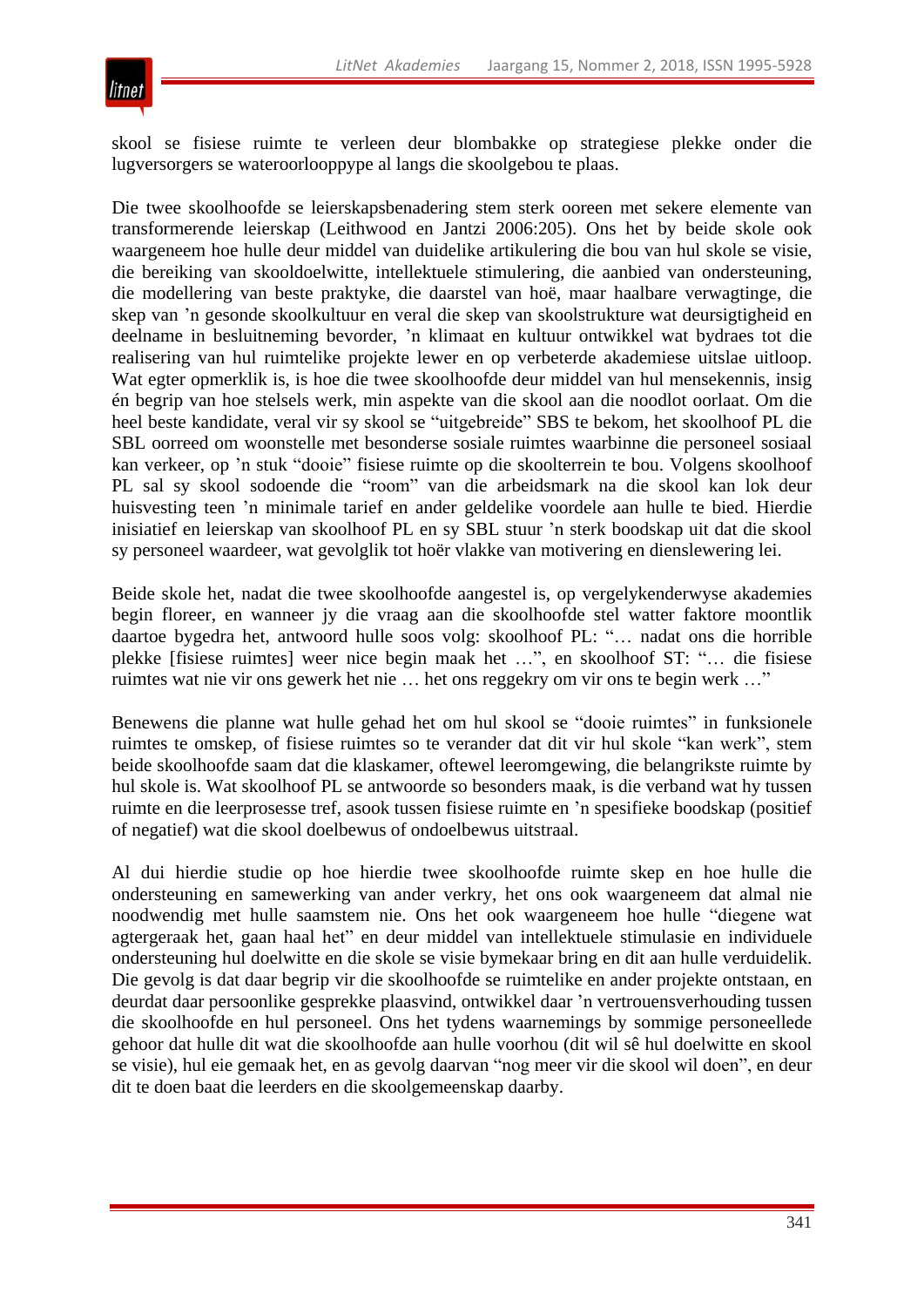skool se fisiese ruimte te verleen deur blombakke op strategiese plekke onder die lugversorgers se wateroorlooppype al langs die skoolgebou te plaas.

Die twee skoolhoofde se leierskapsbenadering stem sterk ooreen met sekere elemente van transformerende leierskap (Leithwood en Jantzi 2006:205). Ons het by beide skole ook waargeneem hoe hulle deur middel van duidelike artikulering die bou van hul skole se visie, die bereiking van skooldoelwitte, intellektuele stimulering, die aanbied van ondersteuning, die modellering van beste praktyke, die daarstel van hoë, maar haalbare verwagtinge, die skep van ’n gesonde skoolkultuur en veral die skep van skoolstrukture wat deursigtigheid en deelname in besluitneming bevorder, ’n klimaat en kultuur ontwikkel wat bydraes tot die realisering van hul ruimtelike projekte lewer en op verbeterde akademiese uitslae uitloop. Wat egter opmerklik is, is hoe die twee skoolhoofde deur middel van hul mensekennis, insig én begrip van hoe stelsels werk, min aspekte van die skool aan die noodlot oorlaat. Om die heel beste kandidate, veral vir sy skool se “uitgebreide” SBS te bekom, het skoolhoof PL die SBL oorreed om woonstelle met besonderse sosiale ruimtes waarbinne die personeel sosiaal kan verkeer, op ’n stuk “dooie” fisiese ruimte op die skoolterrein te bou. Volgens skoolhoof PL sal sy skool sodoende die “room” van die arbeidsmark na die skool kan lok deur huisvesting teen ’n minimale tarief en ander geldelike voordele aan hulle te bied. Hierdie inisiatief en leierskap van skoolhoof PL en sy SBL stuur ’n sterk boodskap uit dat die skool sy personeel waardeer, wat gevolglik tot hoër vlakke van motivering en dienslewering lei.

Beide skole het, nadat die twee skoolhoofde aangestel is, op vergelykenderwyse akademies begin floreer, en wanneer jy die vraag aan die skoolhoofde stel watter faktore moontlik daartoe bygedra het, antwoord hulle soos volg: skoolhoof PL: “… nadat ons die horrible plekke [fisiese ruimtes] weer nice begin maak het …”, en skoolhoof ST: “… die fisiese ruimtes wat nie vir ons gewerk het nie … het ons reggekry om vir ons te begin werk …”

Benewens die planne wat hulle gehad het om hul skool se “dooie ruimtes” in funksionele ruimtes te omskep, of fisiese ruimtes so te verander dat dit vir hul skole “kan werk”, stem beide skoolhoofde saam dat die klaskamer, oftewel leeromgewing, die belangrikste ruimte by hul skole is. Wat skoolhoof PL se antwoorde so besonders maak, is die verband wat hy tussen ruimte en die leerprosesse tref, asook tussen fisiese ruimte en ’n spesifieke boodskap (positief of negatief) wat die skool doelbewus of ondoelbewus uitstraal.

Al dui hierdie studie op hoe hierdie twee skoolhoofde ruimte skep en hoe hulle die ondersteuning en samewerking van ander verkry, het ons ook waargeneem dat almal nie noodwendig met hulle saamstem nie. Ons het ook waargeneem hoe hulle “diegene wat agtergeraak het, gaan haal het” en deur middel van intellektuele stimulasie en individuele ondersteuning hul doelwitte en die skole se visie bymekaar bring en dit aan hulle verduidelik. Die gevolg is dat daar begrip vir die skoolhoofde se ruimtelike en ander projekte ontstaan, en deurdat daar persoonlike gesprekke plaasvind, ontwikkel daar ’n vertrouensverhouding tussen die skoolhoofde en hul personeel. Ons het tydens waarnemings by sommige personeellede gehoor dat hulle dit wat die skoolhoofde aan hulle voorhou (dit wil sê hul doelwitte en skool se visie), hul eie gemaak het, en as gevolg daarvan “nog meer vir die skool wil doen”, en deur dit te doen baat die leerders en die skoolgemeenskap daarby.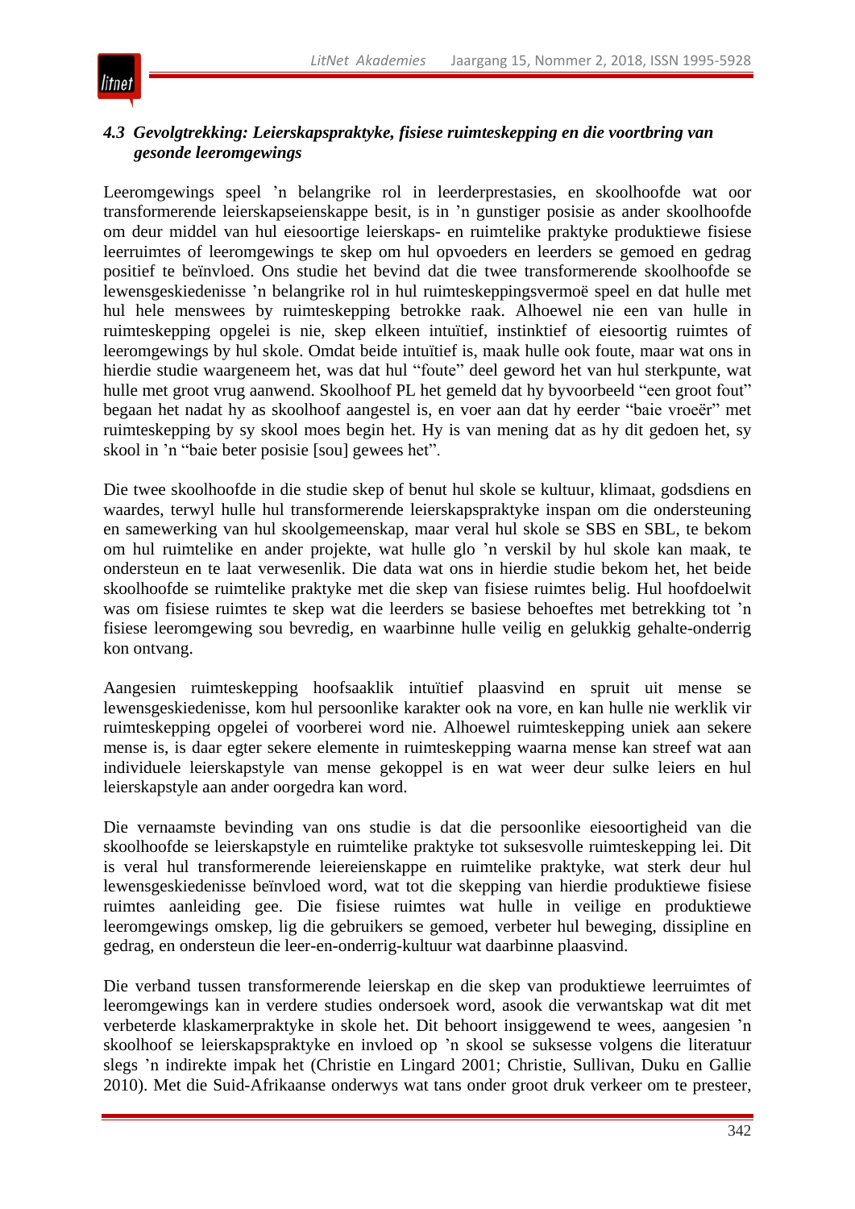### *4.3 Gevolgtrekking: Leierskapspraktyke, fisiese ruimteskepping en die voortbring van gesonde leeromgewings*

Leeromgewings speel 'n belangrike rol in leerderprestasies, en skoolhoofde wat oor transformerende leierskapseienskappe besit, is in 'n gunstiger posisie as ander skoolhoofde om deur middel van hul eiesoortige leierskaps- en ruimtelike praktyke produktiewe fisiese leerruimtes of leeromgewings te skep om hul opvoeders en leerders se gemoed en gedrag positief te beïnvloed. Ons studie het bevind dat die twee transformerende skoolhoofde se lewensgeskiedenisse 'n belangrike rol in hul ruimteskeppingsvermoë speel en dat hulle met hul hele menswees by ruimteskepping betrokke raak. Alhoewel nie een van hulle in ruimteskepping opgelei is nie, skep elkeen intuïtief, instinktief of eiesoortig ruimtes of leeromgewings by hul skole. Omdat beide intuïtief is, maak hulle ook foute, maar wat ons in hierdie studie waargeneem het, was dat hul "foute" deel geword het van hul sterkpunte, wat hulle met groot vrug aanwend. Skoolhoof PL het gemeld dat hy byvoorbeeld "een groot fout" begaan het nadat hy as skoolhoof aangestel is, en voer aan dat hy eerder "baie vroeër" met ruimteskepping by sy skool moes begin het. Hy is van mening dat as hy dit gedoen het, sy skool in 'n "baie beter posisie [sou] gewees het".

Die twee skoolhoofde in die studie skep of benut hul skole se kultuur, klimaat, godsdiens en waardes, terwyl hulle hul transformerende leierskapspraktyke inspan om die ondersteuning en samewerking van hul skoolgemeenskap, maar veral hul skole se SBS en SBL, te bekom om hul ruimtelike en ander projekte, wat hulle glo 'n verskil by hul skole kan maak, te ondersteun en te laat verwesenlik. Die data wat ons in hierdie studie bekom het, het beide skoolhoofde se ruimtelike praktyke met die skep van fisiese ruimtes belig. Hul hoofdoelwit was om fisiese ruimtes te skep wat die leerders se basiese behoeftes met betrekking tot 'n fisiese leeromgewing sou bevredig, en waarbinne hulle veilig en gelukkig gehalte-onderrig kon ontvang.

Aangesien ruimteskepping hoofsaaklik intuïtief plaasvind en spruit uit mense se lewensgeskiedenisse, kom hul persoonlike karakter ook na vore, en kan hulle nie werklik vir ruimteskepping opgelei of voorberei word nie. Alhoewel ruimteskepping uniek aan sekere mense is, is daar egter sekere elemente in ruimteskepping waarna mense kan streef wat aan individuele leierskapstyle van mense gekoppel is en wat weer deur sulke leiers en hul leierskapstyle aan ander oorgedra kan word.

Die vernaamste bevinding van ons studie is dat die persoonlike eiesoortigheid van die skoolhoofde se leierskapstyle en ruimtelike praktyke tot suksesvolle ruimteskepping lei. Dit is veral hul transformerende leiereienskappe en ruimtelike praktyke, wat sterk deur hul lewensgeskiedenisse beïnvloed word, wat tot die skepping van hierdie produktiewe fisiese ruimtes aanleiding gee. Die fisiese ruimtes wat hulle in veilige en produktiewe leeromgewings omskep, lig die gebruikers se gemoed, verbeter hul beweging, dissipline en gedrag, en ondersteun die leer-en-onderrig-kultuur wat daarbinne plaasvind.

Die verband tussen transformerende leierskap en die skep van produktiewe leerruimtes of leeromgewings kan in verdere studies ondersoek word, asook die verwantskap wat dit met verbeterde klaskamerpraktyke in skole het. Dit behoort insiggewend te wees, aangesien 'n skoolhoof se leierskapspraktyke en invloed op 'n skool se suksesse volgens die literatuur slegs 'n indirekte impak het (Christie en Lingard 2001; Christie, Sullivan, Duku en Gallie 2010). Met die Suid-Afrikaanse onderwys wat tans onder groot druk verkeer om te presteer,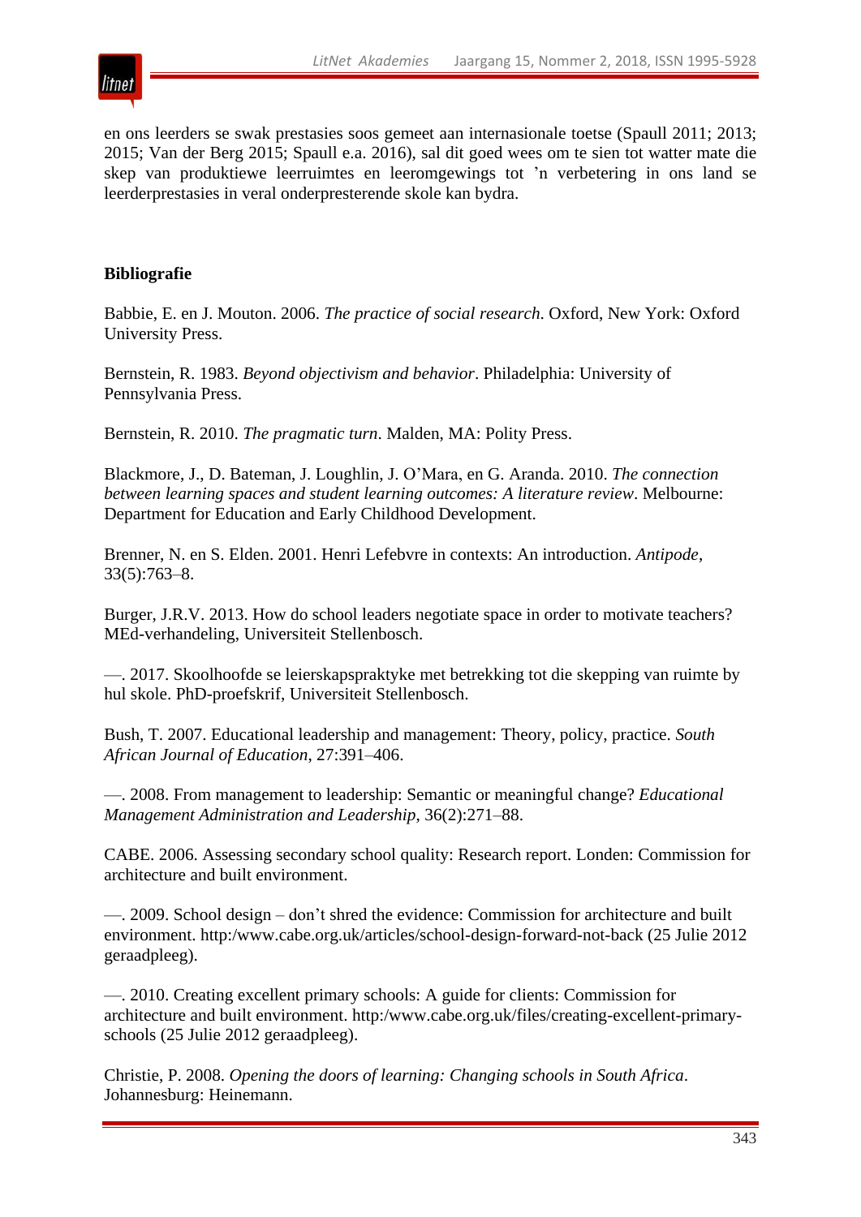en ons leerders se swak prestasies soos gemeet aan internasionale toetse (Spaull 2011; 2013; 2015; Van der Berg 2015; Spaull e.a. 2016), sal dit goed wees om te sien tot watter mate die skep van produktiewe leerruimtes en leeromgewings tot ’n verbetering in ons land se leerderprestasies in veral onderpresterende skole kan bydra.

## Bibliografie

Babbie, E. en J. Mouton. 2006. *The practice of social research*. Oxford, New York: Oxford University Press.

Bernstein, R. 1983. *Beyond objectivism and behavior*. Philadelphia: University of Pennsylvania Press.

Bernstein, R. 2010. *The pragmatic turn*. Malden, MA: Polity Press.

Blackmore, J., D. Bateman, J. Loughlin, J. O’Mara, en G. Aranda. 2010. *The connection between learning spaces and student learning outcomes: A literature review*. Melbourne: Department for Education and Early Childhood Development.

Brenner, N. en S. Elden. 2001. Henri Lefebvre in contexts: An introduction. *Antipode*, 33(5):763–8.

Burger, J.R.V. 2013. How do school leaders negotiate space in order to motivate teachers? MEd-verhandeling, Universiteit Stellenbosch.

—. 2017. Skoolhoofde se leierskapspraktyke met betrekking tot die skepping van ruimte by hul skole. PhD-proefskrif, Universiteit Stellenbosch.

Bush, T. 2007. Educational leadership and management: Theory, policy, practice. *South African Journal of Education*, 27:391–406.

—. 2008. From management to leadership: Semantic or meaningful change? *Educational Management Administration and Leadership*, 36(2):271–88.

CABE. 2006. Assessing secondary school quality: Research report. Londen: Commission for architecture and built environment.

—. 2009. School design – don’t shred the evidence: Commission for architecture and built environment. http:/www.cabe.org.uk/articles/school-design-forward-not-back (25 Julie 2012 geraadpleeg).

—. 2010. Creating excellent primary schools: A guide for clients: Commission for architecture and built environment. http:/www.cabe.org.uk/files/creating-excellent-primary-schools (25 Julie 2012 geraadpleeg).

Christie, P. 2008. *Opening the doors of learning: Changing schools in South Africa*. Johannesburg: Heinemann.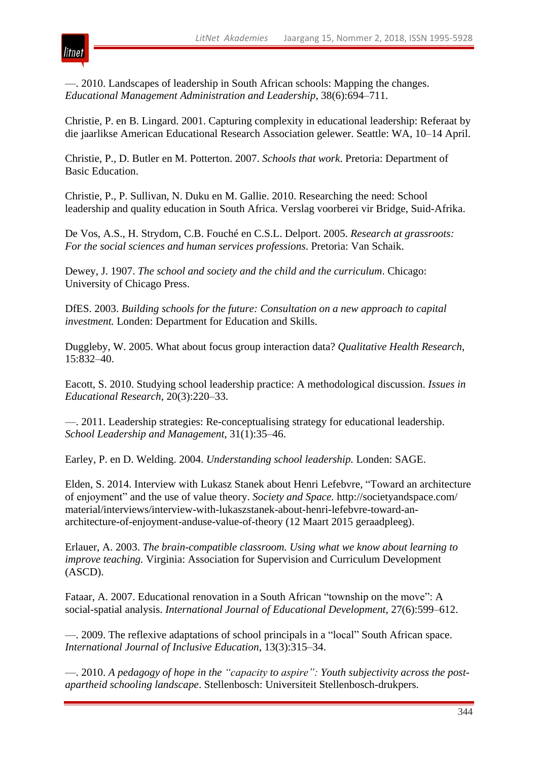—. 2010. Landscapes of leadership in South African schools: Mapping the changes. *Educational Management Administration and Leadership*, 38(6):694–711.

Christie, P. en B. Lingard. 2001. Capturing complexity in educational leadership: Referaat by die jaarlikse American Educational Research Association gelewer. Seattle: WA, 10–14 April.

Christie, P., D. Butler en M. Potterton. 2007. *Schools that work*. Pretoria: Department of Basic Education.

Christie, P., P. Sullivan, N. Duku en M. Gallie. 2010. Researching the need: School leadership and quality education in South Africa. Verslag voorberei vir Bridge, Suid-Afrika.

De Vos, A.S., H. Strydom, C.B. Fouché en C.S.L. Delport. 2005. *Research at grassroots: For the social sciences and human services professions*. Pretoria: Van Schaik.

Dewey, J. 1907. *The school and society and the child and the curriculum*. Chicago: University of Chicago Press.

DfES. 2003. *Building schools for the future: Consultation on a new approach to capital investment.* Londen: Department for Education and Skills.

Duggleby, W. 2005. What about focus group interaction data? *Qualitative Health Research*, 15:832–40.

Eacott, S. 2010. Studying school leadership practice: A methodological discussion. *Issues in Educational Research*, 20(3):220–33.

—. 2011. Leadership strategies: Re-conceptualising strategy for educational leadership. *School Leadership and Management*, 31(1):35–46.

Earley, P. en D. Welding. 2004. *Understanding school leadership.* Londen: SAGE.

Elden, S. 2014. Interview with Lukasz Stanek about Henri Lefebvre, "Toward an architecture of enjoyment" and the use of value theory. *Society and Space.* http://societyandspace.com/material/interviews/interview-with-lukaszstanek-about-henri-lefebvre-toward-an-architecture-of-enjoyment-anduse-value-of-theory (12 Maart 2015 geraadpleeg).

Erlauer, A. 2003. *The brain-compatible classroom. Using what we know about learning to improve teaching.* Virginia: Association for Supervision and Curriculum Development (ASCD).

Fataar, A. 2007. Educational renovation in a South African "township on the move": A social-spatial analysis. *International Journal of Educational Development*, 27(6):599–612.

—. 2009. The reflexive adaptations of school principals in a "local" South African space. *International Journal of Inclusive Education*, 13(3):315–34.

—. 2010. *A pedagogy of hope in the "capacity to aspire": Youth subjectivity across the post-apartheid schooling landscape*. Stellenbosch: Universiteit Stellenbosch-drukpers.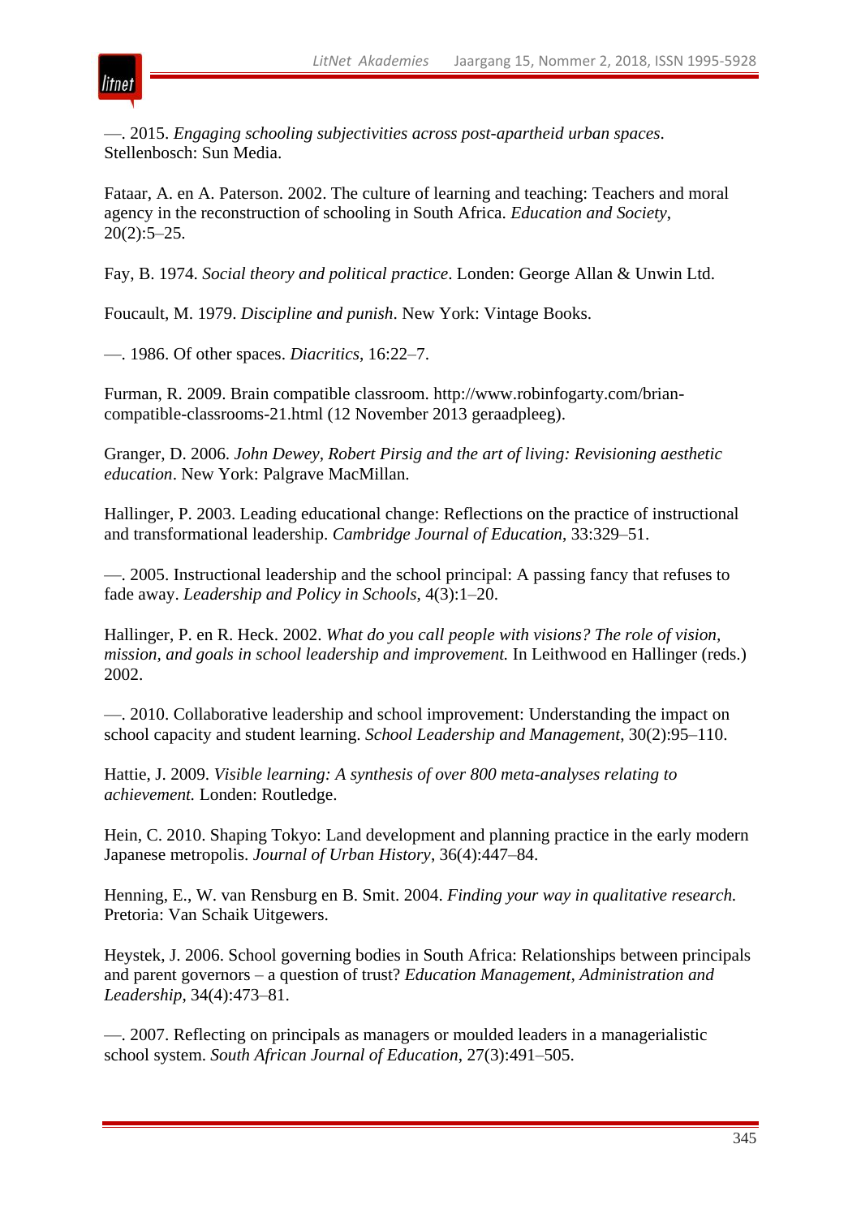—. 2015. *Engaging schooling subjectivities across post-apartheid urban spaces*. Stellenbosch: Sun Media.

Fataar, A. en A. Paterson. 2002. The culture of learning and teaching: Teachers and moral agency in the reconstruction of schooling in South Africa. *Education and Society*, 20(2):5–25.

Fay, B. 1974. *Social theory and political practice*. Londen: George Allan & Unwin Ltd.

Foucault, M. 1979. *Discipline and punish*. New York: Vintage Books.

—. 1986. Of other spaces. *Diacritics*, 16:22–7.

Furman, R. 2009. Brain compatible classroom. http://www.robinfogarty.com/brian-compatible-classrooms-21.html (12 November 2013 geraadpleeg).

Granger, D. 2006. *John Dewey, Robert Pirsig and the art of living: Revisioning aesthetic education*. New York: Palgrave MacMillan.

Hallinger, P. 2003. Leading educational change: Reflections on the practice of instructional and transformational leadership. *Cambridge Journal of Education*, 33:329–51.

—. 2005. Instructional leadership and the school principal: A passing fancy that refuses to fade away. *Leadership and Policy in Schools*, 4(3):1–20.

Hallinger, P. en R. Heck. 2002. *What do you call people with visions? The role of vision, mission, and goals in school leadership and improvement.* In Leithwood en Hallinger (reds.) 2002.

—. 2010. Collaborative leadership and school improvement: Understanding the impact on school capacity and student learning. *School Leadership and Management*, 30(2):95–110.

Hattie, J. 2009. *Visible learning: A synthesis of over 800 meta-analyses relating to achievement.* Londen: Routledge.

Hein, C. 2010. Shaping Tokyo: Land development and planning practice in the early modern Japanese metropolis. *Journal of Urban History*, 36(4):447–84.

Henning, E., W. van Rensburg en B. Smit. 2004. *Finding your way in qualitative research.* Pretoria: Van Schaik Uitgewers.

Heystek, J. 2006. School governing bodies in South Africa: Relationships between principals and parent governors – a question of trust? *Education Management, Administration and Leadership*, 34(4):473–81.

—. 2007. Reflecting on principals as managers or moulded leaders in a managerialistic school system. *South African Journal of Education*, 27(3):491–505.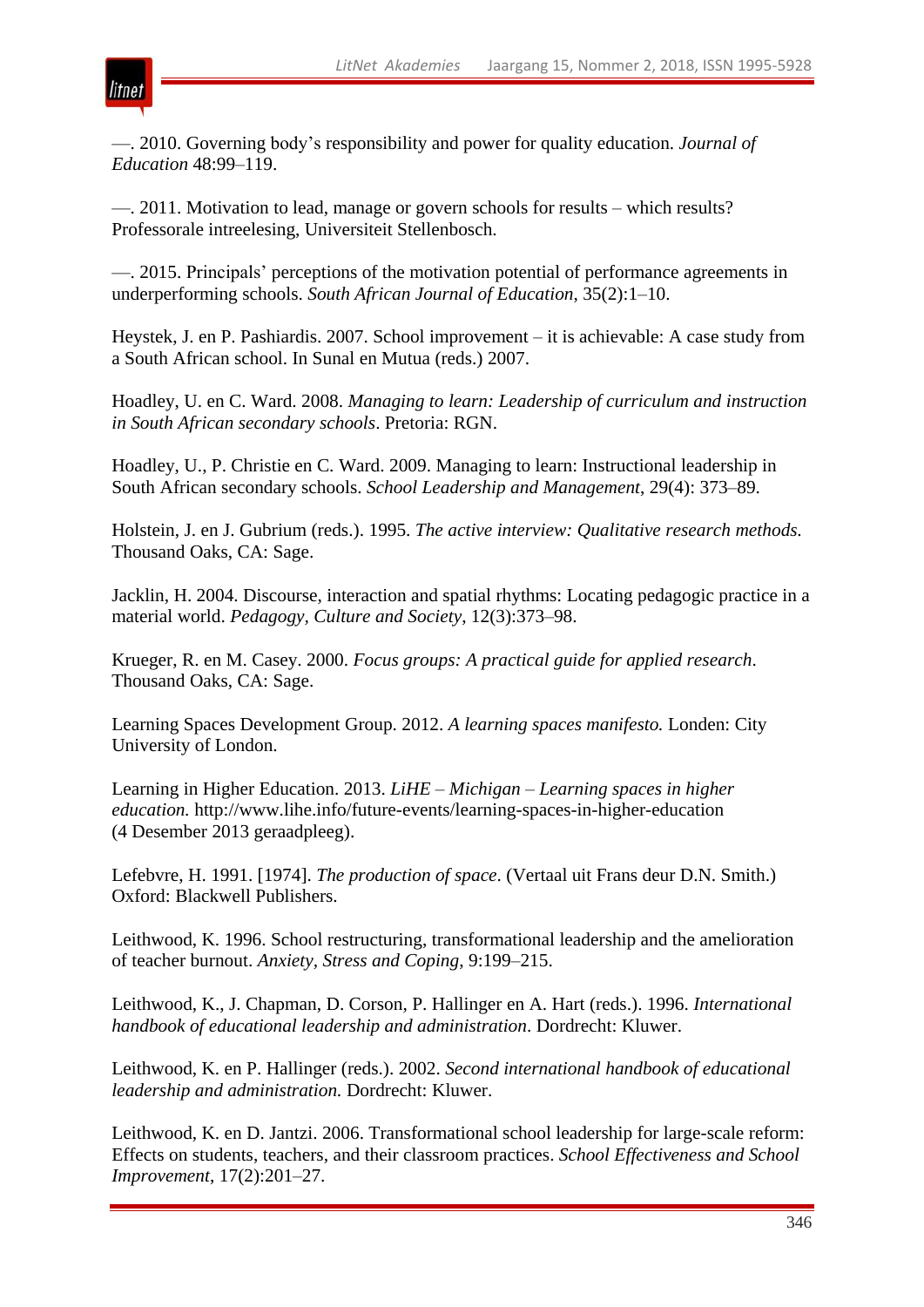—. 2010. Governing body's responsibility and power for quality education. *Journal of Education* 48:99–119.

—. 2011. Motivation to lead, manage or govern schools for results – which results? Professorale intreelesing, Universiteit Stellenbosch.

—. 2015. Principals' perceptions of the motivation potential of performance agreements in underperforming schools. *South African Journal of Education*, 35(2):1–10.

Heystek, J. en P. Pashiardis. 2007. School improvement – it is achievable: A case study from a South African school. In Sunal en Mutua (reds.) 2007.

Hoadley, U. en C. Ward. 2008. *Managing to learn: Leadership of curriculum and instruction in South African secondary schools*. Pretoria: RGN.

Hoadley, U., P. Christie en C. Ward. 2009. Managing to learn: Instructional leadership in South African secondary schools. *School Leadership and Management*, 29(4): 373–89.

Holstein, J. en J. Gubrium (reds.). 1995. *The active interview: Qualitative research methods.* Thousand Oaks, CA: Sage.

Jacklin, H. 2004. Discourse, interaction and spatial rhythms: Locating pedagogic practice in a material world. *Pedagogy, Culture and Society*, 12(3):373–98.

Krueger, R. en M. Casey. 2000. *Focus groups: A practical guide for applied research*. Thousand Oaks, CA: Sage.

Learning Spaces Development Group. 2012. *A learning spaces manifesto.* Londen: City University of London.

Learning in Higher Education. 2013. *LiHE – Michigan – Learning spaces in higher education.* http://www.lihe.info/future-events/learning-spaces-in-higher-education (4 Desember 2013 geraadpleeg).

Lefebvre, H. 1991. [1974]. *The production of space*. (Vertaal uit Frans deur D.N. Smith.) Oxford: Blackwell Publishers.

Leithwood, K. 1996. School restructuring, transformational leadership and the amelioration of teacher burnout. *Anxiety, Stress and Coping*, 9:199–215.

Leithwood, K., J. Chapman, D. Corson, P. Hallinger en A. Hart (reds.). 1996. *International handbook of educational leadership and administration*. Dordrecht: Kluwer.

Leithwood, K. en P. Hallinger (reds.). 2002. *Second international handbook of educational leadership and administration.* Dordrecht: Kluwer.

Leithwood, K. en D. Jantzi. 2006. Transformational school leadership for large-scale reform: Effects on students, teachers, and their classroom practices. *School Effectiveness and School Improvement*, 17(2):201–27.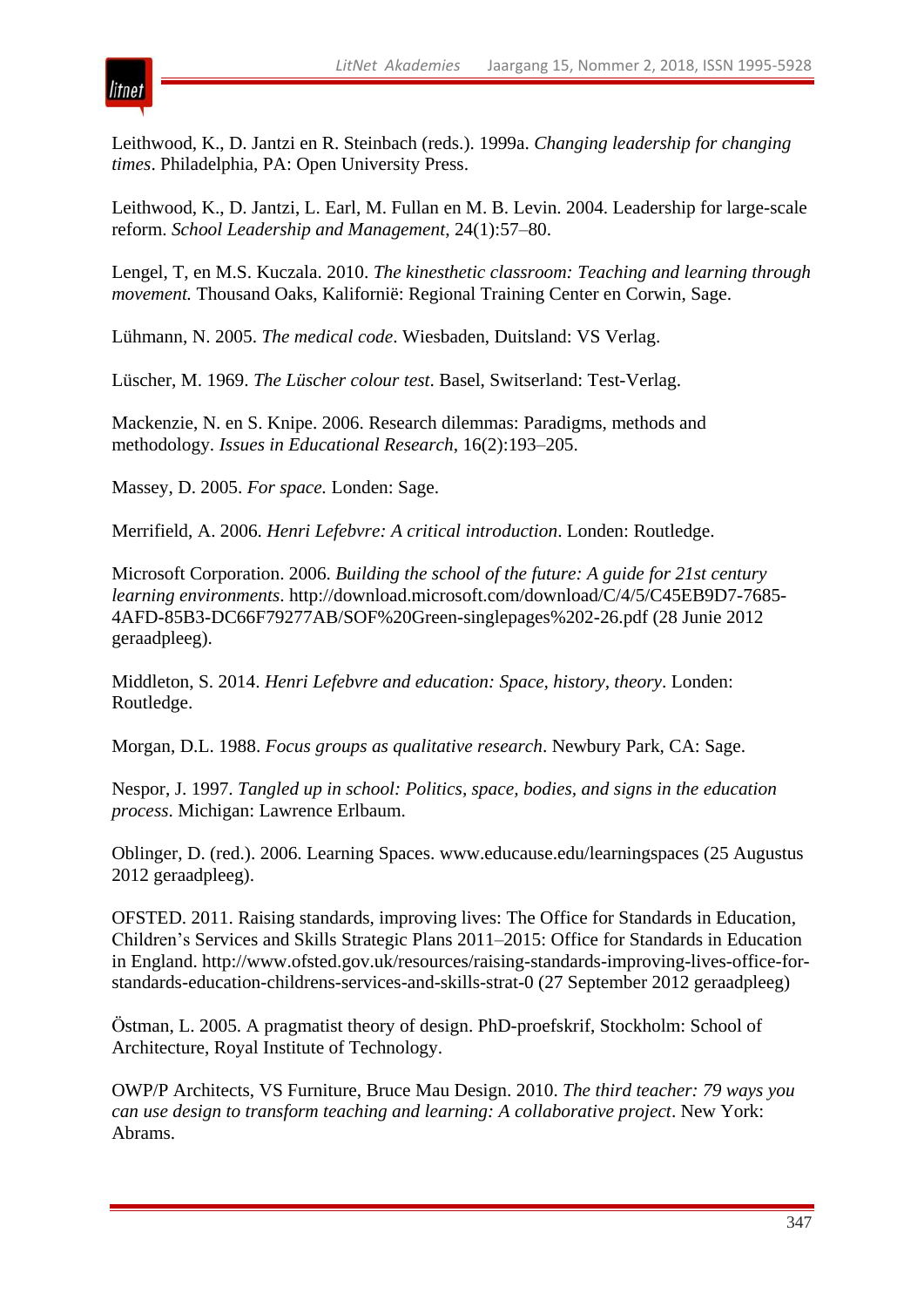Leithwood, K., D. Jantzi en R. Steinbach (reds.). 1999a. *Changing leadership for changing times*. Philadelphia, PA: Open University Press.

Leithwood, K., D. Jantzi, L. Earl, M. Fullan en M. B. Levin. 2004. Leadership for large-scale reform. *School Leadership and Management*, 24(1):57–80.

Lengel, T, en M.S. Kuczala. 2010. *The kinesthetic classroom: Teaching and learning through movement.* Thousand Oaks, Kalifornië: Regional Training Center en Corwin, Sage.

Lühmann, N. 2005. *The medical code*. Wiesbaden, Duitsland: VS Verlag.

Lüscher, M. 1969. *The Lüscher colour test*. Basel, Switserland: Test-Verlag.

Mackenzie, N. en S. Knipe. 2006. Research dilemmas: Paradigms, methods and methodology. *Issues in Educational Research*, 16(2):193–205.

Massey, D. 2005. *For space.* Londen: Sage.

Merrifield, A. 2006. *Henri Lefebvre: A critical introduction*. Londen: Routledge.

Microsoft Corporation. 2006. *Building the school of the future: A guide for 21st century learning environments*. http://download.microsoft.com/download/C/4/5/C45EB9D7-7685-4AFD-85B3-DC66F79277AB/SOF%20Green-singlepages%202-26.pdf (28 Junie 2012 geraadpleeg).

Middleton, S. 2014. *Henri Lefebvre and education: Space, history, theory*. Londen: Routledge.

Morgan, D.L. 1988. *Focus groups as qualitative research*. Newbury Park, CA: Sage.

Nespor, J. 1997. *Tangled up in school: Politics, space, bodies, and signs in the education process*. Michigan: Lawrence Erlbaum.

Oblinger, D. (red.). 2006. Learning Spaces. www.educause.edu/learningspaces (25 Augustus 2012 geraadpleeg).

OFSTED. 2011. Raising standards, improving lives: The Office for Standards in Education, Children's Services and Skills Strategic Plans 2011–2015: Office for Standards in Education in England. http://www.ofsted.gov.uk/resources/raising-standards-improving-lives-office-for-standards-education-childrens-services-and-skills-strat-0 (27 September 2012 geraadpleeg)

Östman, L. 2005. A pragmatist theory of design. PhD-proefskrif, Stockholm: School of Architecture, Royal Institute of Technology.

OWP/P Architects, VS Furniture, Bruce Mau Design. 2010. *The third teacher: 79 ways you can use design to transform teaching and learning: A collaborative project*. New York: Abrams.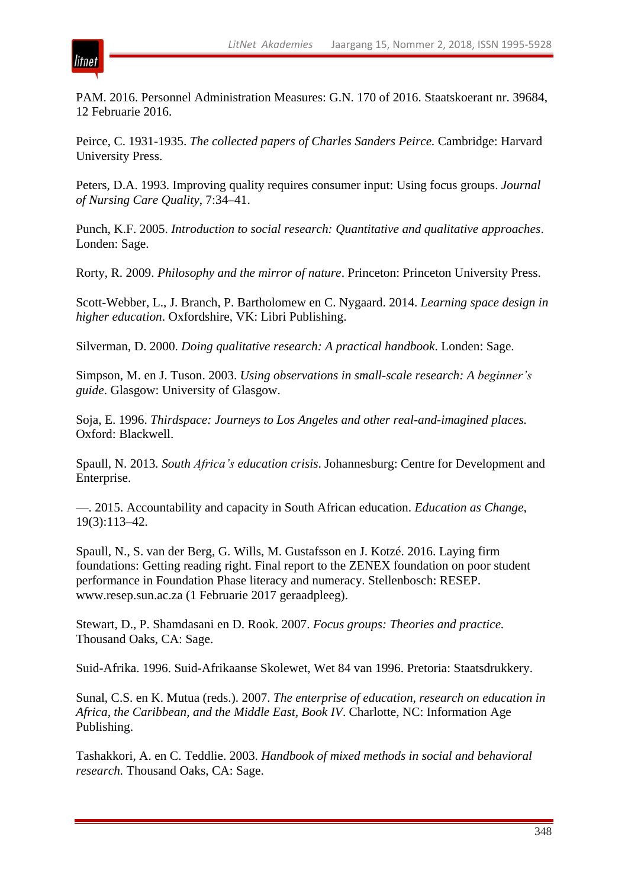PAM. 2016. Personnel Administration Measures: G.N. 170 of 2016. Staatskoerant nr. 39684, 12 Februarie 2016.

Peirce, C. 1931-1935. *The collected papers of Charles Sanders Peirce.* Cambridge: Harvard University Press.

Peters, D.A. 1993. Improving quality requires consumer input: Using focus groups. *Journal of Nursing Care Quality*, 7:34–41.

Punch, K.F. 2005. *Introduction to social research: Quantitative and qualitative approaches*. Londen: Sage.

Rorty, R. 2009. *Philosophy and the mirror of nature*. Princeton: Princeton University Press.

Scott-Webber, L., J. Branch, P. Bartholomew en C. Nygaard. 2014. *Learning space design in higher education*. Oxfordshire, VK: Libri Publishing.

Silverman, D. 2000. *Doing qualitative research: A practical handbook*. Londen: Sage.

Simpson, M. en J. Tuson. 2003. *Using observations in small-scale research: A beginner's guide*. Glasgow: University of Glasgow.

Soja, E. 1996. *Thirdspace: Journeys to Los Angeles and other real-and-imagined places.* Oxford: Blackwell.

Spaull, N. 2013. *South Africa's education crisis*. Johannesburg: Centre for Development and Enterprise.

—. 2015. Accountability and capacity in South African education. *Education as Change*, 19(3):113–42.

Spaull, N., S. van der Berg, G. Wills, M. Gustafsson en J. Kotzé. 2016. Laying firm foundations: Getting reading right. Final report to the ZENEX foundation on poor student performance in Foundation Phase literacy and numeracy. Stellenbosch: RESEP. www.resep.sun.ac.za (1 Februarie 2017 geraadpleeg).

Stewart, D., P. Shamdasani en D. Rook. 2007. *Focus groups: Theories and practice.* Thousand Oaks, CA: Sage.

Suid-Afrika. 1996. Suid-Afrikaanse Skolewet, Wet 84 van 1996. Pretoria: Staatsdrukkery.

Sunal, C.S. en K. Mutua (reds.). 2007. *The enterprise of education, research on education in Africa, the Caribbean, and the Middle East, Book IV*. Charlotte, NC: Information Age Publishing.

Tashakkori, A. en C. Teddlie. 2003. *Handbook of mixed methods in social and behavioral research.* Thousand Oaks, CA: Sage.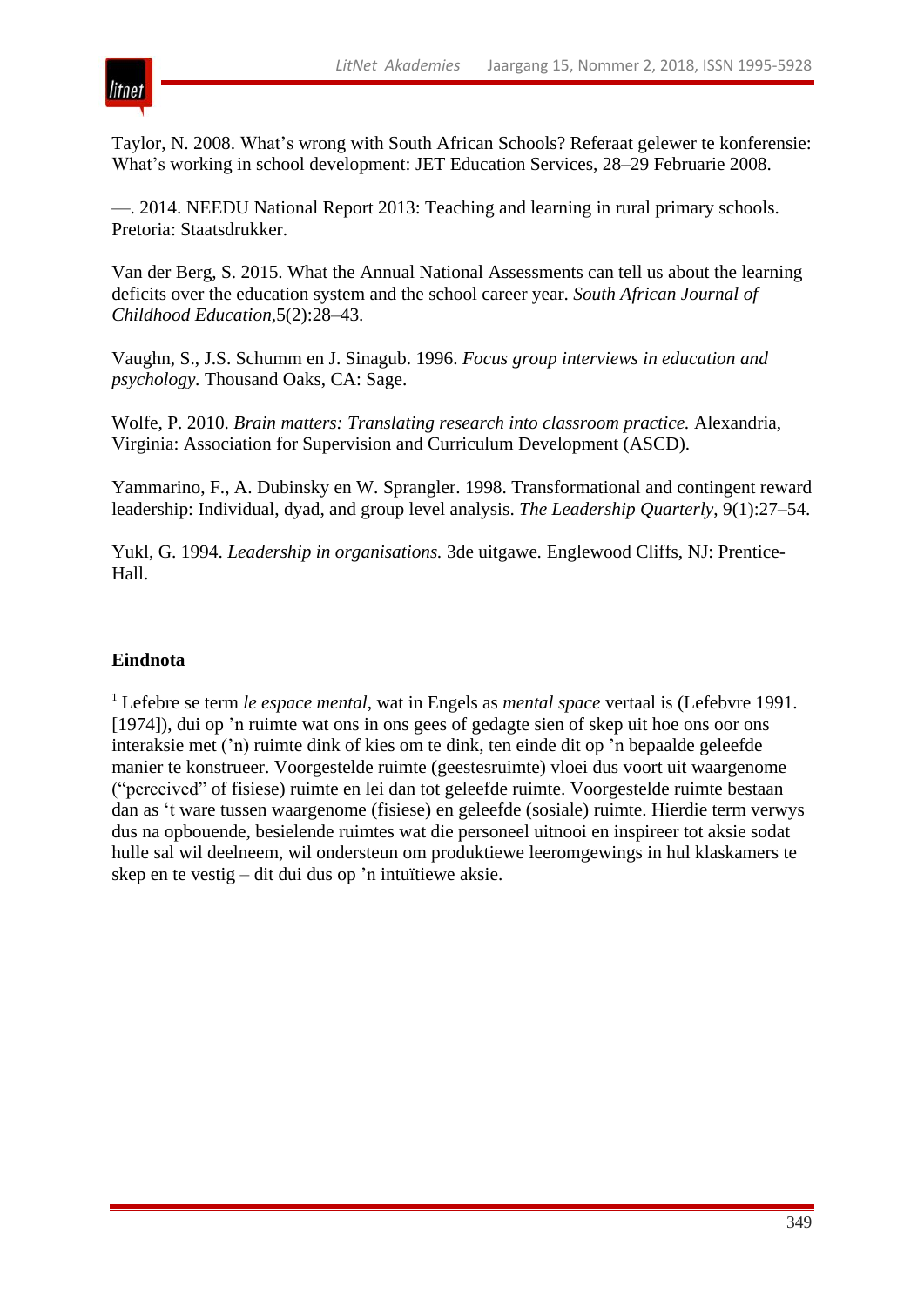Taylor, N. 2008. What's wrong with South African Schools? Referaat gelewer te konferensie: What's working in school development: JET Education Services, 28–29 Februarie 2008.

—. 2014. NEEDU National Report 2013: Teaching and learning in rural primary schools. Pretoria: Staatsdrukker.

Van der Berg, S. 2015. What the Annual National Assessments can tell us about the learning deficits over the education system and the school career year. *South African Journal of Childhood Education*,5(2):28–43.

Vaughn, S., J.S. Schumm en J. Sinagub. 1996. *Focus group interviews in education and psychology.* Thousand Oaks, CA: Sage.

Wolfe, P. 2010. *Brain matters: Translating research into classroom practice.* Alexandria, Virginia: Association for Supervision and Curriculum Development (ASCD).

Yammarino, F., A. Dubinsky en W. Sprangler. 1998. Transformational and contingent reward leadership: Individual, dyad, and group level analysis. *The Leadership Quarterly*, 9(1):27–54.

Yukl, G. 1994. *Leadership in organisations.* 3de uitgawe*.* Englewood Cliffs, NJ: Prentice-Hall.

**Eindnota**

[1] Lefebre se term *le espace mental*, wat in Engels as *mental space* vertaal is (Lefebvre 1991. [1974]), dui op 'n ruimte wat ons in ons gees of gedagte sien of skep uit hoe ons oor ons interaksie met ('n) ruimte dink of kies om te dink, ten einde dit op 'n bepaalde geleefde manier te konstrueer. Voorgestelde ruimte (geestesruimte) vloei dus voort uit waargenome ("perceived" of fisiese) ruimte en lei dan tot geleefde ruimte. Voorgestelde ruimte bestaan dan as 't ware tussen waargenome (fisiese) en geleefde (sosiale) ruimte. Hierdie term verwys dus na opbouende, besielende ruimtes wat die personeel uitnooi en inspireer tot aksie sodat hulle sal wil deelneem, wil ondersteun om produktiewe leeromgewings in hul klaskamers te skep en te vestig – dit dui dus op 'n intuïtiewe aksie.